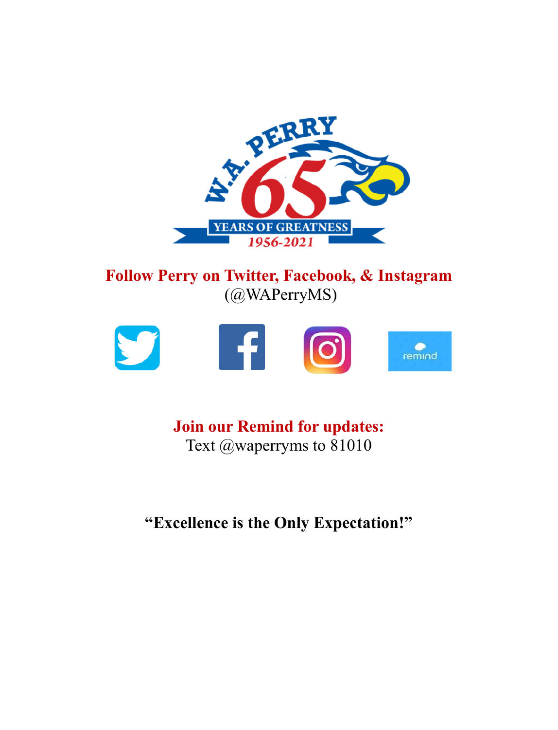**Follow Perry on Twitter, Facebook, & Instagram**
(@WAPerryMS)

**Join our Remind for updates:**
Text @waperryms to 81010

**"Excellence is the Only Expectation!"**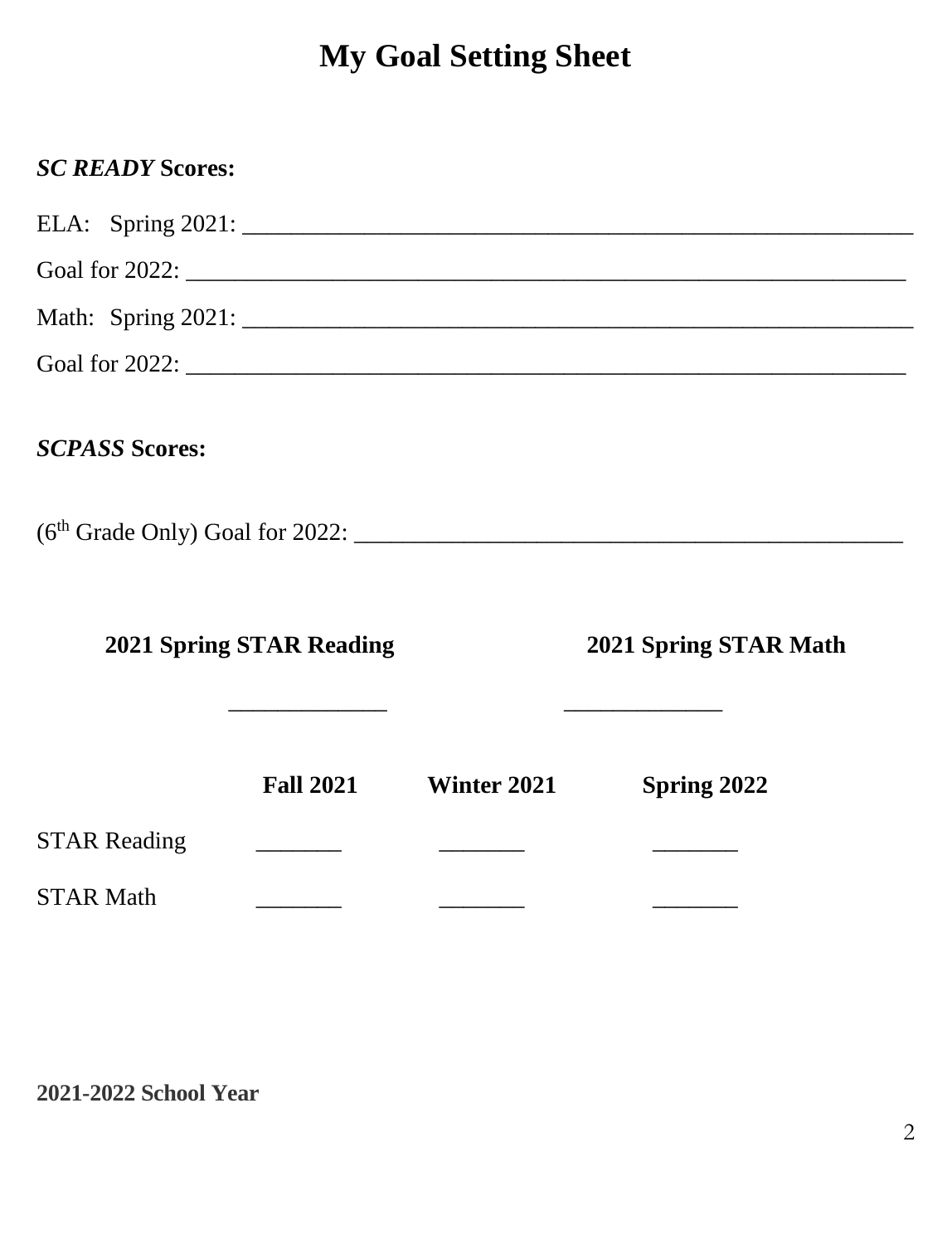# My Goal Setting Sheet

***SC READY* Scores:**

ELA: Spring 2021: ____________________________________________________________

Goal for 2022: ________________________________________________________________

Math: Spring 2021: ___________________________________________________________

Goal for 2022: ________________________________________________________________

***SCPASS* Scores:**

(6th Grade Only) Goal for 2022: ____________________________________________

| **2021 Spring STAR Reading** | **2021 Spring STAR Math** |
|---|---|
| _____________ | _____________ |

| | **Fall 2021** | **Winter 2021** | **Spring 2022** |
|---|---|---|---|
| STAR Reading | _______ | _______ | _______ |
| STAR Math | _______ | _______ | _______ |

**2021-2022 School Year**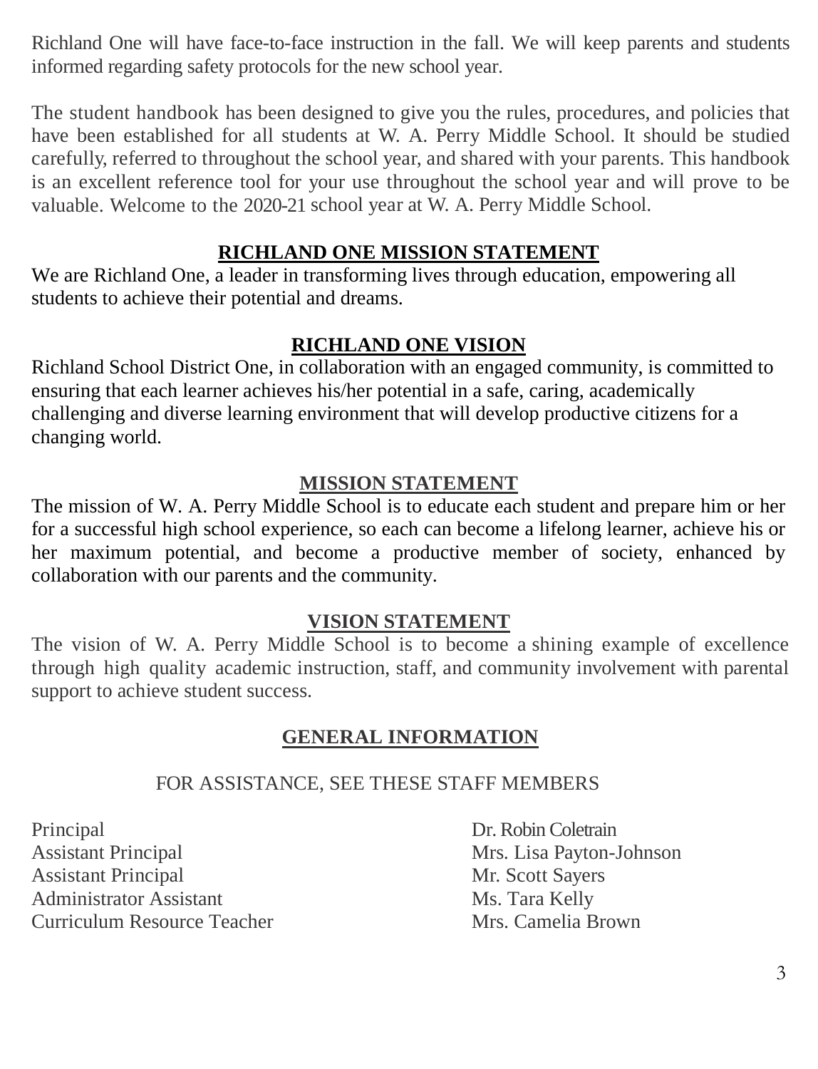Richland One will have face-to-face instruction in the fall. We will keep parents and students informed regarding safety protocols for the new school year.

The student handbook has been designed to give you the rules, procedures, and policies that have been established for all students at W. A. Perry Middle School. It should be studied carefully, referred to throughout the school year, and shared with your parents. This handbook is an excellent reference tool for your use throughout the school year and will prove to be valuable. Welcome to the 2020-21 school year at W. A. Perry Middle School.

## RICHLAND ONE MISSION STATEMENT

We are Richland One, a leader in transforming lives through education, empowering all students to achieve their potential and dreams.

## RICHLAND ONE VISION

Richland School District One, in collaboration with an engaged community, is committed to ensuring that each learner achieves his/her potential in a safe, caring, academically challenging and diverse learning environment that will develop productive citizens for a changing world.

## MISSION STATEMENT

The mission of W. A. Perry Middle School is to educate each student and prepare him or her for a successful high school experience, so each can become a lifelong learner, achieve his or her maximum potential, and become a productive member of society, enhanced by collaboration with our parents and the community.

## VISION STATEMENT

The vision of W. A. Perry Middle School is to become a shining example of excellence through high quality academic instruction, staff, and community involvement with parental support to achieve student success.

## GENERAL INFORMATION

### FOR ASSISTANCE, SEE THESE STAFF MEMBERS

| | |
|---|---|
| Principal | Dr. Robin Coletrain |
| Assistant Principal | Mrs. Lisa Payton-Johnson |
| Assistant Principal | Mr. Scott Sayers |
| Administrator Assistant | Ms. Tara Kelly |
| Curriculum Resource Teacher | Mrs. Camelia Brown |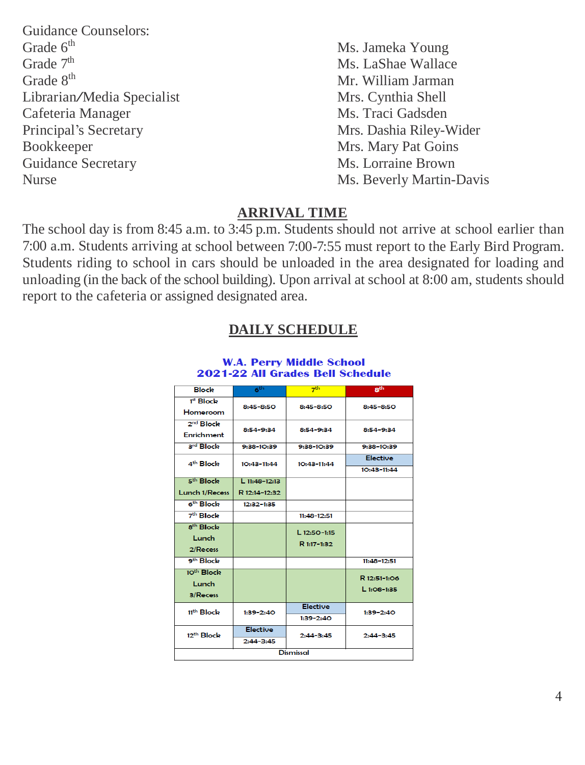Guidance Counselors:

| | |
|---|---|
| Grade 6th | Ms. Jameka Young |
| Grade 7th | Ms. LaShae Wallace |
| Grade 8th | Mr. William Jarman |
| Librarian/Media Specialist | Mrs. Cynthia Shell |
| Cafeteria Manager | Ms. Traci Gadsden |
| Principal's Secretary | Mrs. Dashia Riley-Wider |
| Bookkeeper | Mrs. Mary Pat Goins |
| Guidance Secretary | Ms. Lorraine Brown |
| Nurse | Ms. Beverly Martin-Davis |

## ARRIVAL TIME

The school day is from 8:45 a.m. to 3:45 p.m. Students should not arrive at school earlier than 7:00 a.m. Students arriving at school between 7:00-7:55 must report to the Early Bird Program. Students riding to school in cars should be unloaded in the area designated for loading and unloading (in the back of the school building). Upon arrival at school at 8:00 am, students should report to the cafeteria or assigned designated area.

## DAILY SCHEDULE

**W.A. Perry Middle School**
**2021-22 All Grades Bell Schedule**

| Block | 6th | 7th | 8th |
|---|---|---|---|
| 1st Block Homeroom | 8:45-8:50 | 8:45-8:50 | 8:45-8:50 |
| 2nd Block Enrichment | 8:54-9:34 | 8:54-9:34 | 8:54-9:34 |
| 3rd Block | 9:38-10:39 | 9:38-10:39 | 9:38-10:39 |
| 4th Block | 10:43-11:44 | 10:43-11:44 | Elective 10:43-11:44 |
| 5th Block Lunch 1/Recess | L 11:48-12:13 R 12:14-12:32 | | |
| 6th Block | 12:32-1:35 | | |
| 7th Block | | 11:48-12:51 | |
| 8th Block Lunch 2/Recess | | L 12:50-1:15 R 1:17-1:32 | |
| 9th Block | | | 11:48-12:51 |
| 10th Block Lunch 3/Recess | | | R 12:51-1:06 L 1:08-1:35 |
| 11th Block | 1:39-2:40 | Elective 1:39-2:40 | 1:39-2:40 |
| 12th Block | Elective 2:44-3:45 | 2:44-3:45 | 2:44-3:45 |
| Dismissal | | | |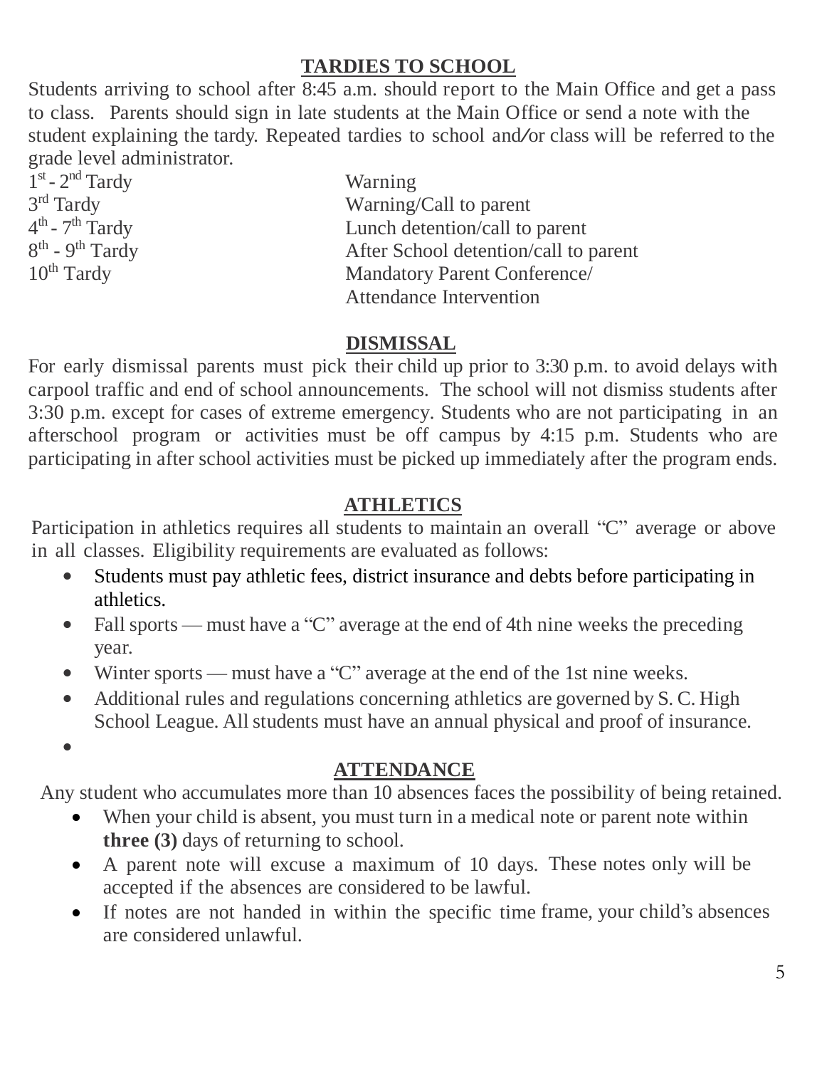## TARDIES TO SCHOOL

Students arriving to school after 8:45 a.m. should report to the Main Office and get a pass to class. Parents should sign in late students at the Main Office or send a note with the student explaining the tardy. Repeated tardies to school and/or class will be referred to the grade level administrator.

| | |
|---|---|
| 1st - 2nd Tardy | Warning |
| 3rd Tardy | Warning/Call to parent |
| 4th - 7th Tardy | Lunch detention/call to parent |
| 8th - 9th Tardy | After School detention/call to parent |
| 10th Tardy | Mandatory Parent Conference/ Attendance Intervention |

## DISMISSAL

For early dismissal parents must pick their child up prior to 3:30 p.m. to avoid delays with carpool traffic and end of school announcements. The school will not dismiss students after 3:30 p.m. except for cases of extreme emergency. Students who are not participating in an afterschool program or activities must be off campus by 4:15 p.m. Students who are participating in after school activities must be picked up immediately after the program ends.

## ATHLETICS

Participation in athletics requires all students to maintain an overall "C" average or above in all classes. Eligibility requirements are evaluated as follows:

- Students must pay athletic fees, district insurance and debts before participating in athletics.
- Fall sports — must have a "C" average at the end of 4th nine weeks the preceding year.
- Winter sports — must have a "C" average at the end of the 1st nine weeks.
- Additional rules and regulations concerning athletics are governed by S. C. High School League. All students must have an annual physical and proof of insurance.

## ATTENDANCE

Any student who accumulates more than 10 absences faces the possibility of being retained.

- When your child is absent, you must turn in a medical note or parent note within **three (3)** days of returning to school.
- A parent note will excuse a maximum of 10 days. These notes only will be accepted if the absences are considered to be lawful.
- If notes are not handed in within the specific time frame, your child's absences are considered unlawful.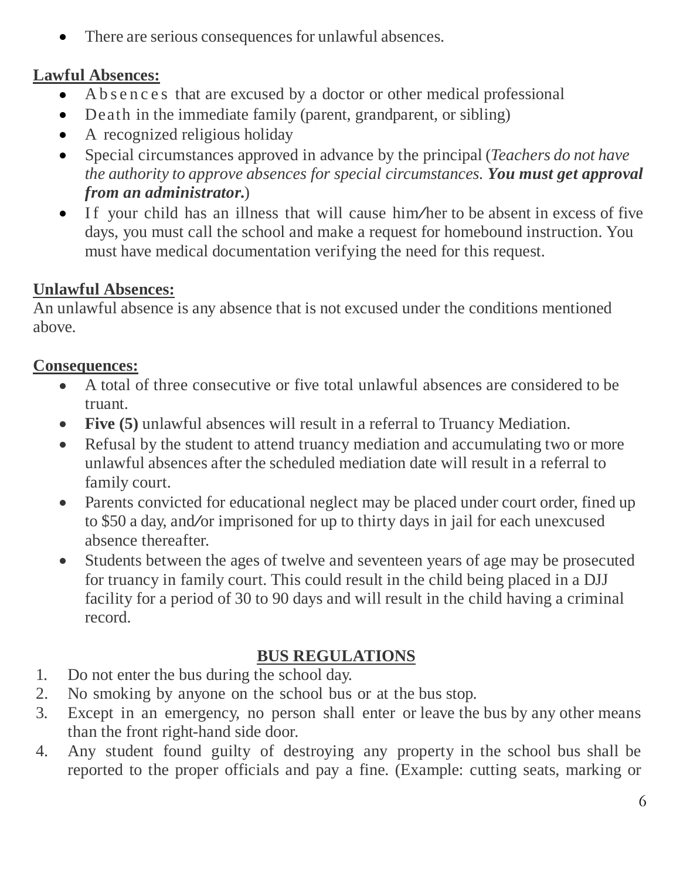- There are serious consequences for unlawful absences.

**Lawful Absences:**

- Absences that are excused by a doctor or other medical professional
- Death in the immediate family (parent, grandparent, or sibling)
- A recognized religious holiday
- Special circumstances approved in advance by the principal (*Teachers do not have the authority to approve absences for special circumstances.* ***You must get approval from an administrator.***)
- If your child has an illness that will cause him/her to be absent in excess of five days, you must call the school and make a request for homebound instruction. You must have medical documentation verifying the need for this request.

**Unlawful Absences:**

An unlawful absence is any absence that is not excused under the conditions mentioned above.

**Consequences:**

- A total of three consecutive or five total unlawful absences are considered to be truant.
- **Five (5)** unlawful absences will result in a referral to Truancy Mediation.
- Refusal by the student to attend truancy mediation and accumulating two or more unlawful absences after the scheduled mediation date will result in a referral to family court.
- Parents convicted for educational neglect may be placed under court order, fined up to $50 a day, and/or imprisoned for up to thirty days in jail for each unexcused absence thereafter.
- Students between the ages of twelve and seventeen years of age may be prosecuted for truancy in family court. This could result in the child being placed in a DJJ facility for a period of 30 to 90 days and will result in the child having a criminal record.

## BUS REGULATIONS

1. Do not enter the bus during the school day.
2. No smoking by anyone on the school bus or at the bus stop.
3. Except in an emergency, no person shall enter or leave the bus by any other means than the front right-hand side door.
4. Any student found guilty of destroying any property in the school bus shall be reported to the proper officials and pay a fine. (Example: cutting seats, marking or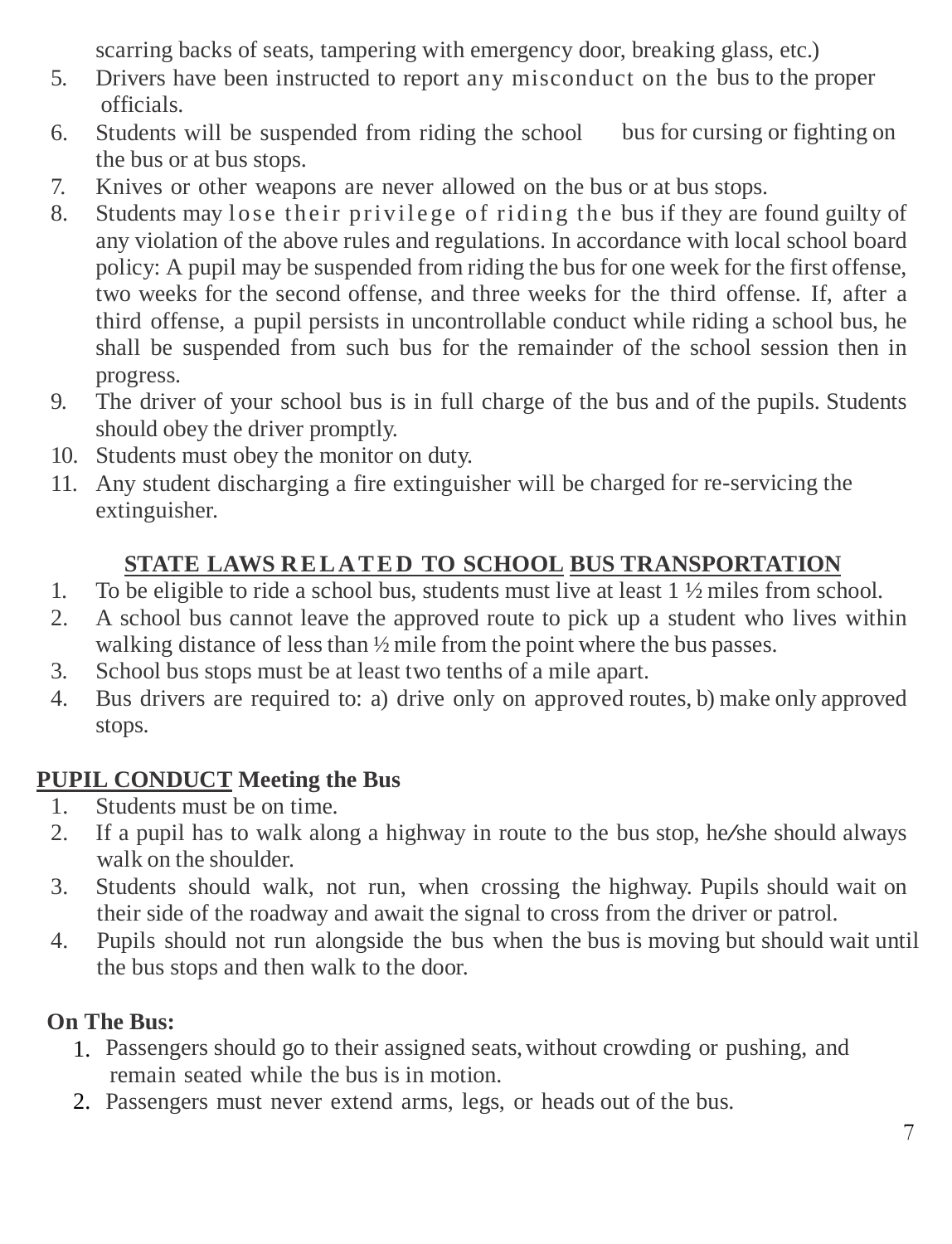scarring backs of seats, tampering with emergency door, breaking glass, etc.)

5. Drivers have been instructed to report any misconduct on the bus to the proper officials.
6. Students will be suspended from riding the school bus for cursing or fighting on the bus or at bus stops.
7. Knives or other weapons are never allowed on the bus or at bus stops.
8. Students may lose their privilege of riding the bus if they are found guilty of any violation of the above rules and regulations. In accordance with local school board policy: A pupil may be suspended from riding the bus for one week for the first offense, two weeks for the second offense, and three weeks for the third offense. If, after a third offense, a pupil persists in uncontrollable conduct while riding a school bus, he shall be suspended from such bus for the remainder of the school session then in progress.
9. The driver of your school bus is in full charge of the bus and of the pupils. Students should obey the driver promptly.
10. Students must obey the monitor on duty.
11. Any student discharging a fire extinguisher will be charged for re-servicing the extinguisher.

## STATE LAWS RELATED TO SCHOOL BUS TRANSPORTATION

1. To be eligible to ride a school bus, students must live at least 1 ½ miles from school.
2. A school bus cannot leave the approved route to pick up a student who lives within walking distance of less than ½ mile from the point where the bus passes.
3. School bus stops must be at least two tenths of a mile apart.
4. Bus drivers are required to: a) drive only on approved routes, b) make only approved stops.

## PUPIL CONDUCT Meeting the Bus

1. Students must be on time.
2. If a pupil has to walk along a highway in route to the bus stop, he/she should always walk on the shoulder.
3. Students should walk, not run, when crossing the highway. Pupils should wait on their side of the roadway and await the signal to cross from the driver or patrol.
4. Pupils should not run alongside the bus when the bus is moving but should wait until the bus stops and then walk to the door.

**On The Bus:**

1. Passengers should go to their assigned seats, without crowding or pushing, and remain seated while the bus is in motion.
2. Passengers must never extend arms, legs, or heads out of the bus.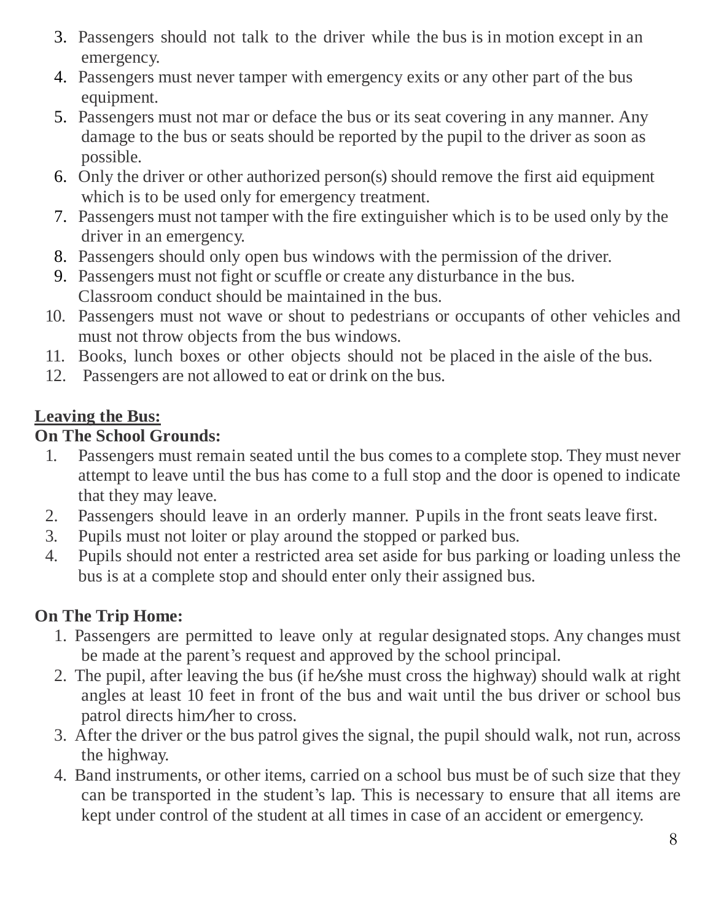3. Passengers should not talk to the driver while the bus is in motion except in an emergency.
4. Passengers must never tamper with emergency exits or any other part of the bus equipment.
5. Passengers must not mar or deface the bus or its seat covering in any manner. Any damage to the bus or seats should be reported by the pupil to the driver as soon as possible.
6. Only the driver or other authorized person(s) should remove the first aid equipment which is to be used only for emergency treatment.
7. Passengers must not tamper with the fire extinguisher which is to be used only by the driver in an emergency.
8. Passengers should only open bus windows with the permission of the driver.
9. Passengers must not fight or scuffle or create any disturbance in the bus. Classroom conduct should be maintained in the bus.
10. Passengers must not wave or shout to pedestrians or occupants of other vehicles and must not throw objects from the bus windows.
11. Books, lunch boxes or other objects should not be placed in the aisle of the bus.
12. Passengers are not allowed to eat or drink on the bus.

**<u>Leaving the Bus:</u>**

**On The School Grounds:**

1. Passengers must remain seated until the bus comes to a complete stop. They must never attempt to leave until the bus has come to a full stop and the door is opened to indicate that they may leave.
2. Passengers should leave in an orderly manner. Pupils in the front seats leave first.
3. Pupils must not loiter or play around the stopped or parked bus.
4. Pupils should not enter a restricted area set aside for bus parking or loading unless the bus is at a complete stop and should enter only their assigned bus.

**On The Trip Home:**

1. Passengers are permitted to leave only at regular designated stops. Any changes must be made at the parent's request and approved by the school principal.
2. The pupil, after leaving the bus (if he/she must cross the highway) should walk at right angles at least 10 feet in front of the bus and wait until the bus driver or school bus patrol directs him/her to cross.
3. After the driver or the bus patrol gives the signal, the pupil should walk, not run, across the highway.
4. Band instruments, or other items, carried on a school bus must be of such size that they can be transported in the student's lap. This is necessary to ensure that all items are kept under control of the student at all times in case of an accident or emergency.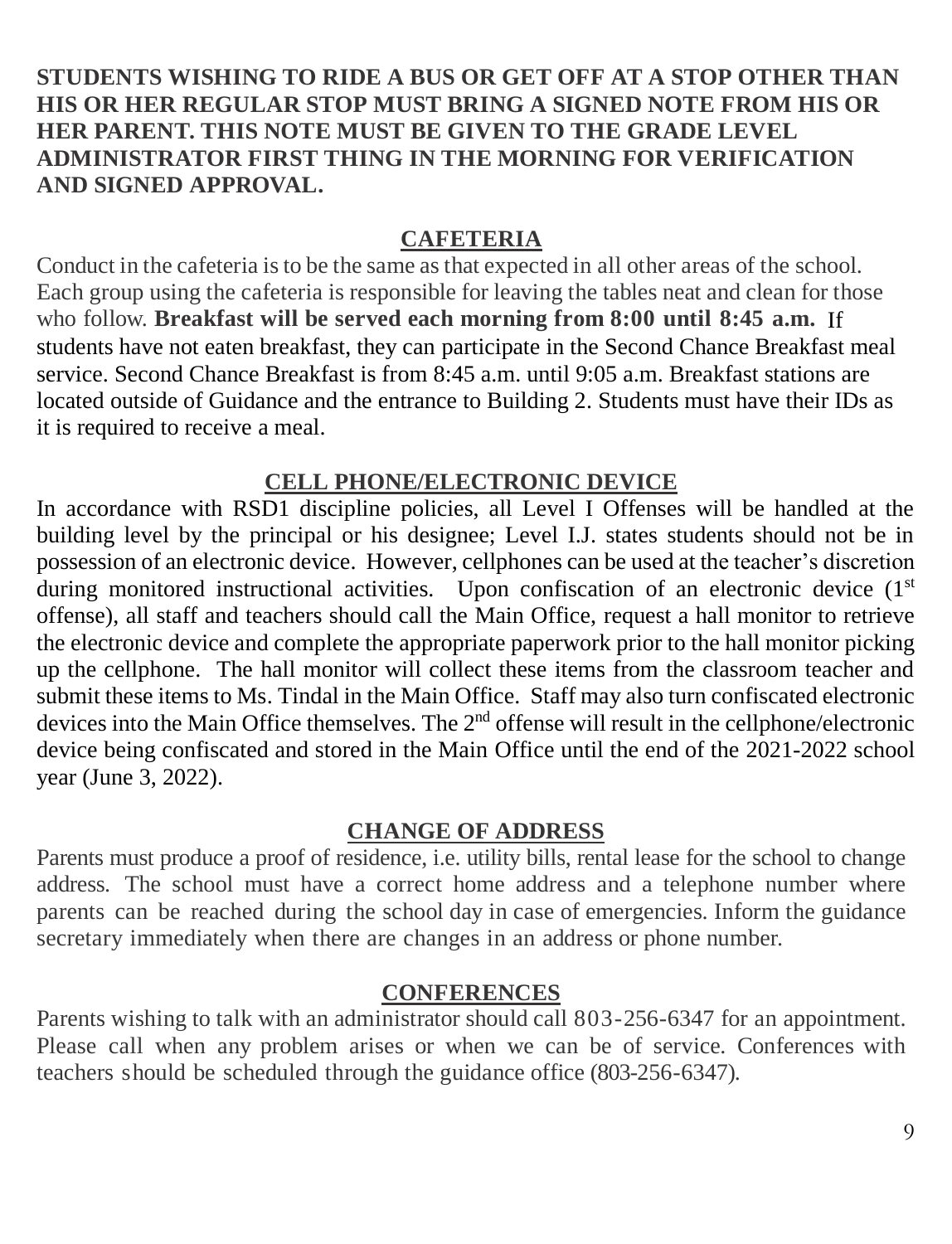**STUDENTS WISHING TO RIDE A BUS OR GET OFF AT A STOP OTHER THAN HIS OR HER REGULAR STOP MUST BRING A SIGNED NOTE FROM HIS OR HER PARENT. THIS NOTE MUST BE GIVEN TO THE GRADE LEVEL ADMINISTRATOR FIRST THING IN THE MORNING FOR VERIFICATION AND SIGNED APPROVAL.**

## CAFETERIA

Conduct in the cafeteria is to be the same as that expected in all other areas of the school. Each group using the cafeteria is responsible for leaving the tables neat and clean for those who follow. **Breakfast will be served each morning from 8:00 until 8:45 a.m.** If students have not eaten breakfast, they can participate in the Second Chance Breakfast meal service. Second Chance Breakfast is from 8:45 a.m. until 9:05 a.m. Breakfast stations are located outside of Guidance and the entrance to Building 2. Students must have their IDs as it is required to receive a meal.

## CELL PHONE/ELECTRONIC DEVICE

In accordance with RSD1 discipline policies, all Level I Offenses will be handled at the building level by the principal or his designee; Level I.J. states students should not be in possession of an electronic device. However, cellphones can be used at the teacher's discretion during monitored instructional activities. Upon confiscation of an electronic device (1st offense), all staff and teachers should call the Main Office, request a hall monitor to retrieve the electronic device and complete the appropriate paperwork prior to the hall monitor picking up the cellphone. The hall monitor will collect these items from the classroom teacher and submit these items to Ms. Tindal in the Main Office. Staff may also turn confiscated electronic devices into the Main Office themselves. The 2nd offense will result in the cellphone/electronic device being confiscated and stored in the Main Office until the end of the 2021-2022 school year (June 3, 2022).

## CHANGE OF ADDRESS

Parents must produce a proof of residence, i.e. utility bills, rental lease for the school to change address. The school must have a correct home address and a telephone number where parents can be reached during the school day in case of emergencies. Inform the guidance secretary immediately when there are changes in an address or phone number.

## CONFERENCES

Parents wishing to talk with an administrator should call 803-256-6347 for an appointment. Please call when any problem arises or when we can be of service. Conferences with teachers should be scheduled through the guidance office (803-256-6347).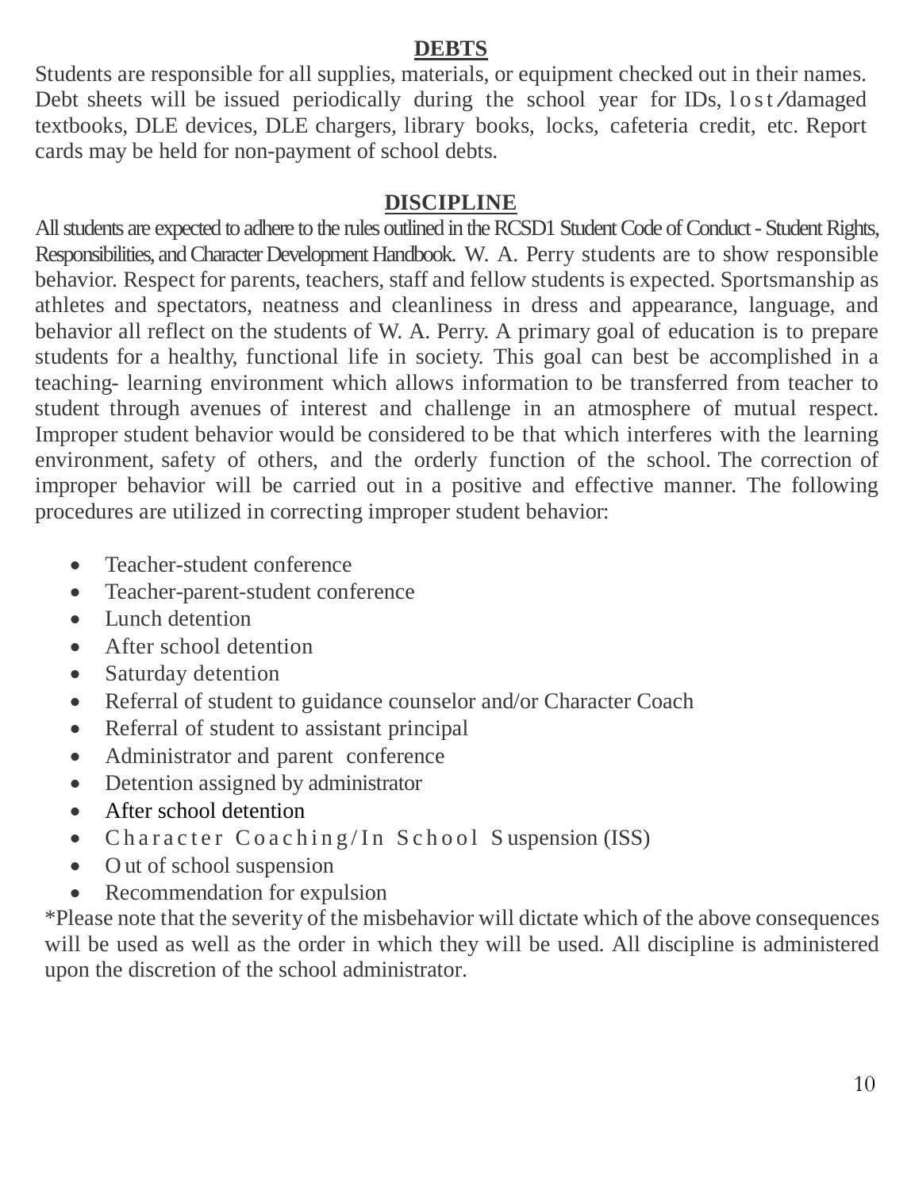## DEBTS

Students are responsible for all supplies, materials, or equipment checked out in their names. Debt sheets will be issued periodically during the school year for IDs, lost/damaged textbooks, DLE devices, DLE chargers, library books, locks, cafeteria credit, etc. Report cards may be held for non-payment of school debts.

## DISCIPLINE

All students are expected to adhere to the rules outlined in the RCSD1 Student Code of Conduct - Student Rights, Responsibilities, and Character Development Handbook. W. A. Perry students are to show responsible behavior. Respect for parents, teachers, staff and fellow students is expected. Sportsmanship as athletes and spectators, neatness and cleanliness in dress and appearance, language, and behavior all reflect on the students of W. A. Perry. A primary goal of education is to prepare students for a healthy, functional life in society. This goal can best be accomplished in a teaching- learning environment which allows information to be transferred from teacher to student through avenues of interest and challenge in an atmosphere of mutual respect. Improper student behavior would be considered to be that which interferes with the learning environment, safety of others, and the orderly function of the school. The correction of improper behavior will be carried out in a positive and effective manner. The following procedures are utilized in correcting improper student behavior:

- Teacher-student conference
- Teacher-parent-student conference
- Lunch detention
- After school detention
- Saturday detention
- Referral of student to guidance counselor and/or Character Coach
- Referral of student to assistant principal
- Administrator and parent conference
- Detention assigned by administrator
- After school detention
- Character Coaching/In School Suspension (ISS)
- Out of school suspension
- Recommendation for expulsion

*Please note that the severity of the misbehavior will dictate which of the above consequences will be used as well as the order in which they will be used. All discipline is administered upon the discretion of the school administrator.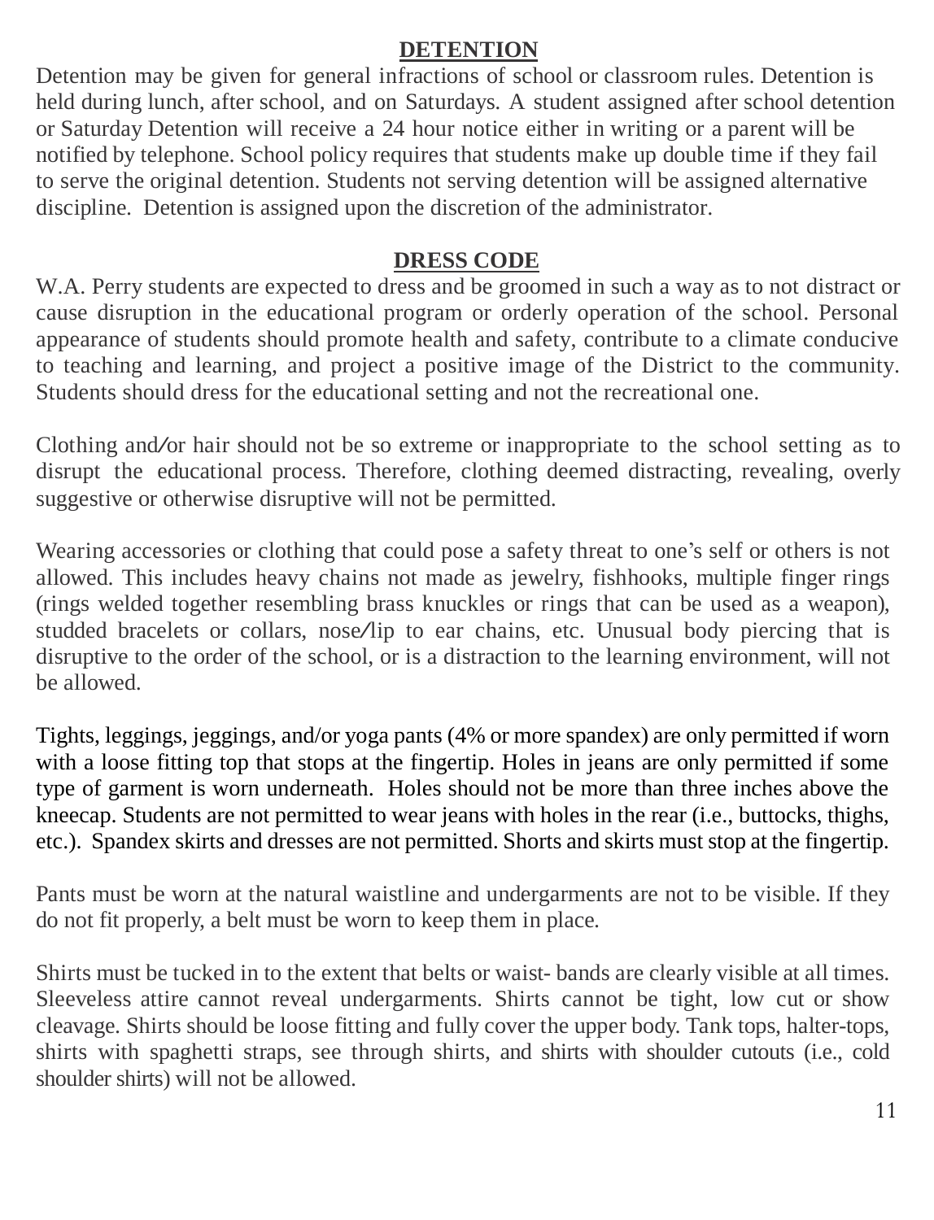## DETENTION

Detention may be given for general infractions of school or classroom rules. Detention is held during lunch, after school, and on Saturdays. A student assigned after school detention or Saturday Detention will receive a 24 hour notice either in writing or a parent will be notified by telephone. School policy requires that students make up double time if they fail to serve the original detention. Students not serving detention will be assigned alternative discipline. Detention is assigned upon the discretion of the administrator.

## DRESS CODE

W.A. Perry students are expected to dress and be groomed in such a way as to not distract or cause disruption in the educational program or orderly operation of the school. Personal appearance of students should promote health and safety, contribute to a climate conducive to teaching and learning, and project a positive image of the District to the community. Students should dress for the educational setting and not the recreational one.

Clothing and/or hair should not be so extreme or inappropriate to the school setting as to disrupt the educational process. Therefore, clothing deemed distracting, revealing, overly suggestive or otherwise disruptive will not be permitted.

Wearing accessories or clothing that could pose a safety threat to one's self or others is not allowed. This includes heavy chains not made as jewelry, fishhooks, multiple finger rings (rings welded together resembling brass knuckles or rings that can be used as a weapon), studded bracelets or collars, nose/lip to ear chains, etc. Unusual body piercing that is disruptive to the order of the school, or is a distraction to the learning environment, will not be allowed.

Tights, leggings, jeggings, and/or yoga pants (4% or more spandex) are only permitted if worn with a loose fitting top that stops at the fingertip. Holes in jeans are only permitted if some type of garment is worn underneath. Holes should not be more than three inches above the kneecap. Students are not permitted to wear jeans with holes in the rear (i.e., buttocks, thighs, etc.). Spandex skirts and dresses are not permitted. Shorts and skirts must stop at the fingertip.

Pants must be worn at the natural waistline and undergarments are not to be visible. If they do not fit properly, a belt must be worn to keep them in place.

Shirts must be tucked in to the extent that belts or waist- bands are clearly visible at all times. Sleeveless attire cannot reveal undergarments. Shirts cannot be tight, low cut or show cleavage. Shirts should be loose fitting and fully cover the upper body. Tank tops, halter-tops, shirts with spaghetti straps, see through shirts, and shirts with shoulder cutouts (i.e., cold shoulder shirts) will not be allowed.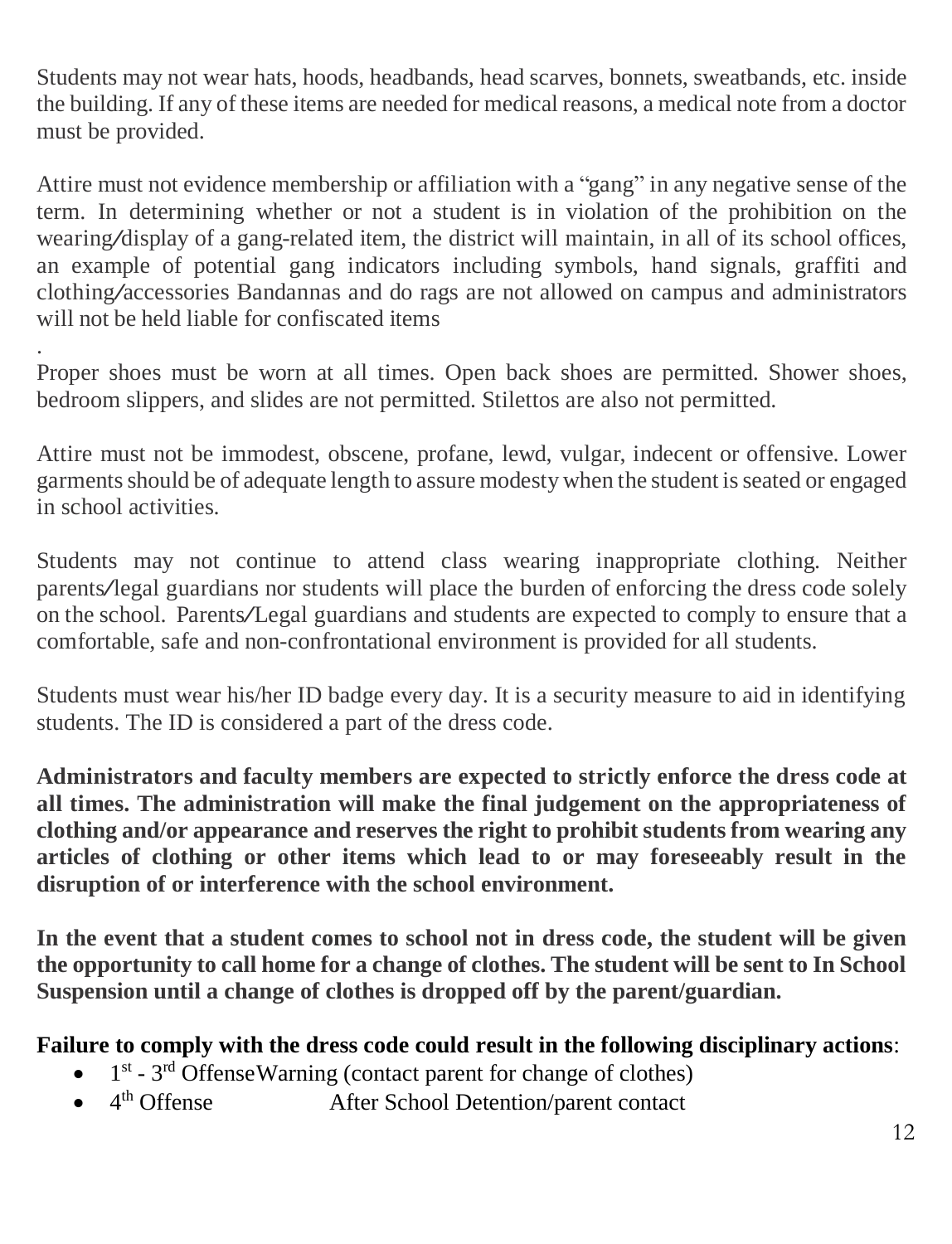Students may not wear hats, hoods, headbands, head scarves, bonnets, sweatbands, etc. inside the building. If any of these items are needed for medical reasons, a medical note from a doctor must be provided.

Attire must not evidence membership or affiliation with a "gang" in any negative sense of the term. In determining whether or not a student is in violation of the prohibition on the wearing/display of a gang-related item, the district will maintain, in all of its school offices, an example of potential gang indicators including symbols, hand signals, graffiti and clothing/accessories Bandannas and do rags are not allowed on campus and administrators will not be held liable for confiscated items

.

Proper shoes must be worn at all times. Open back shoes are permitted. Shower shoes, bedroom slippers, and slides are not permitted. Stilettos are also not permitted.

Attire must not be immodest, obscene, profane, lewd, vulgar, indecent or offensive. Lower garments should be of adequate length to assure modesty when the student is seated or engaged in school activities.

Students may not continue to attend class wearing inappropriate clothing. Neither parents/legal guardians nor students will place the burden of enforcing the dress code solely on the school. Parents/Legal guardians and students are expected to comply to ensure that a comfortable, safe and non-confrontational environment is provided for all students.

Students must wear his/her ID badge every day. It is a security measure to aid in identifying students. The ID is considered a part of the dress code.

**Administrators and faculty members are expected to strictly enforce the dress code at all times. The administration will make the final judgement on the appropriateness of clothing and/or appearance and reserves the right to prohibit students from wearing any articles of clothing or other items which lead to or may foreseeably result in the disruption of or interference with the school environment.**

**In the event that a student comes to school not in dress code, the student will be given the opportunity to call home for a change of clothes. The student will be sent to In School Suspension until a change of clothes is dropped off by the parent/guardian.**

**Failure to comply with the dress code could result in the following disciplinary actions**:

- 1st - 3rd Offense Warning (contact parent for change of clothes)
- 4th Offense After School Detention/parent contact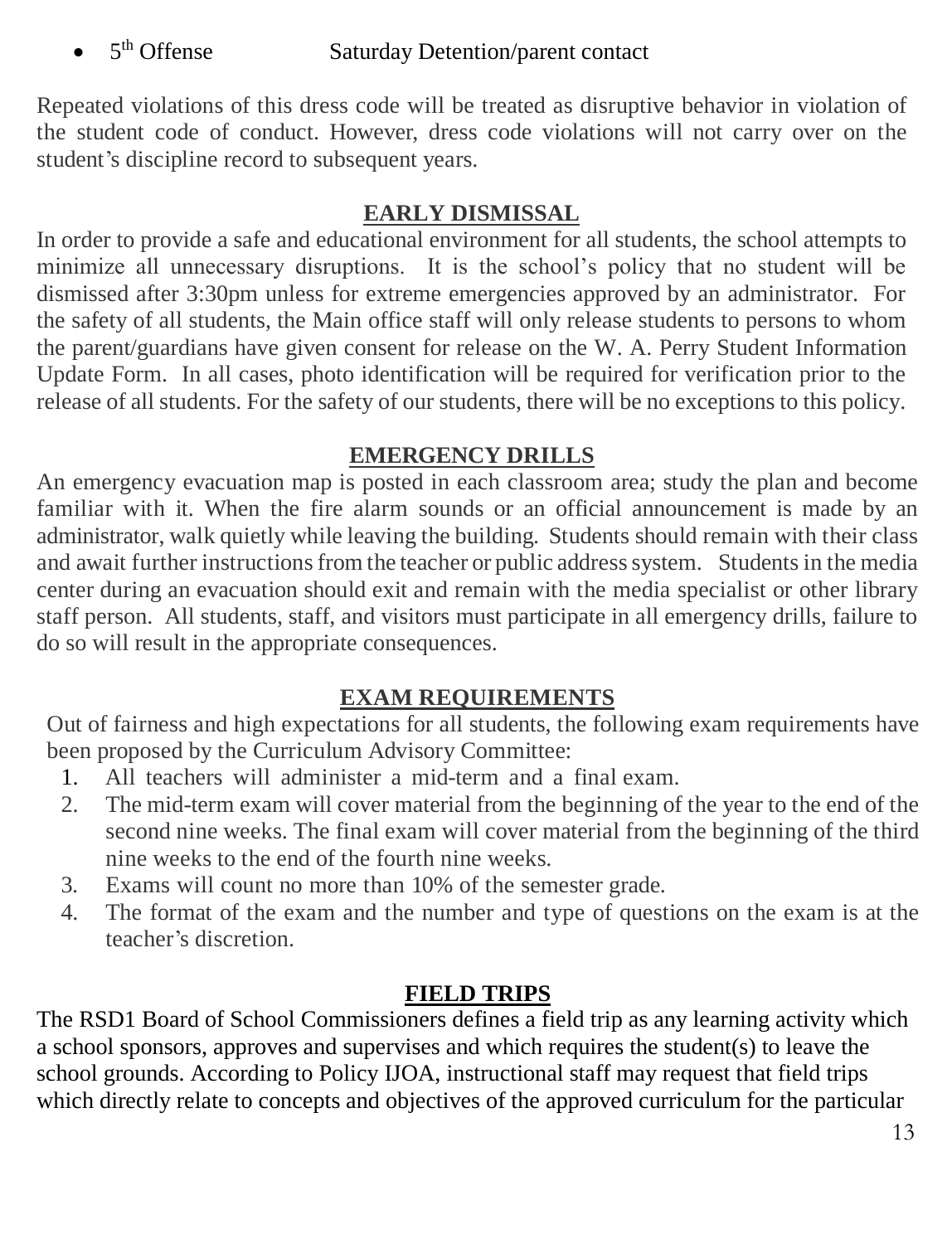- 5th Offense Saturday Detention/parent contact

Repeated violations of this dress code will be treated as disruptive behavior in violation of the student code of conduct. However, dress code violations will not carry over on the student's discipline record to subsequent years.

## EARLY DISMISSAL

In order to provide a safe and educational environment for all students, the school attempts to minimize all unnecessary disruptions. It is the school's policy that no student will be dismissed after 3:30pm unless for extreme emergencies approved by an administrator. For the safety of all students, the Main office staff will only release students to persons to whom the parent/guardians have given consent for release on the W. A. Perry Student Information Update Form. In all cases, photo identification will be required for verification prior to the release of all students. For the safety of our students, there will be no exceptions to this policy.

## EMERGENCY DRILLS

An emergency evacuation map is posted in each classroom area; study the plan and become familiar with it. When the fire alarm sounds or an official announcement is made by an administrator, walk quietly while leaving the building. Students should remain with their class and await further instructions from the teacher or public address system. Students in the media center during an evacuation should exit and remain with the media specialist or other library staff person. All students, staff, and visitors must participate in all emergency drills, failure to do so will result in the appropriate consequences.

## EXAM REQUIREMENTS

Out of fairness and high expectations for all students, the following exam requirements have been proposed by the Curriculum Advisory Committee:

1. All teachers will administer a mid-term and a final exam.
2. The mid-term exam will cover material from the beginning of the year to the end of the second nine weeks. The final exam will cover material from the beginning of the third nine weeks to the end of the fourth nine weeks.
3. Exams will count no more than 10% of the semester grade.
4. The format of the exam and the number and type of questions on the exam is at the teacher's discretion.

## FIELD TRIPS

The RSD1 Board of School Commissioners defines a field trip as any learning activity which a school sponsors, approves and supervises and which requires the student(s) to leave the school grounds. According to Policy IJOA, instructional staff may request that field trips which directly relate to concepts and objectives of the approved curriculum for the particular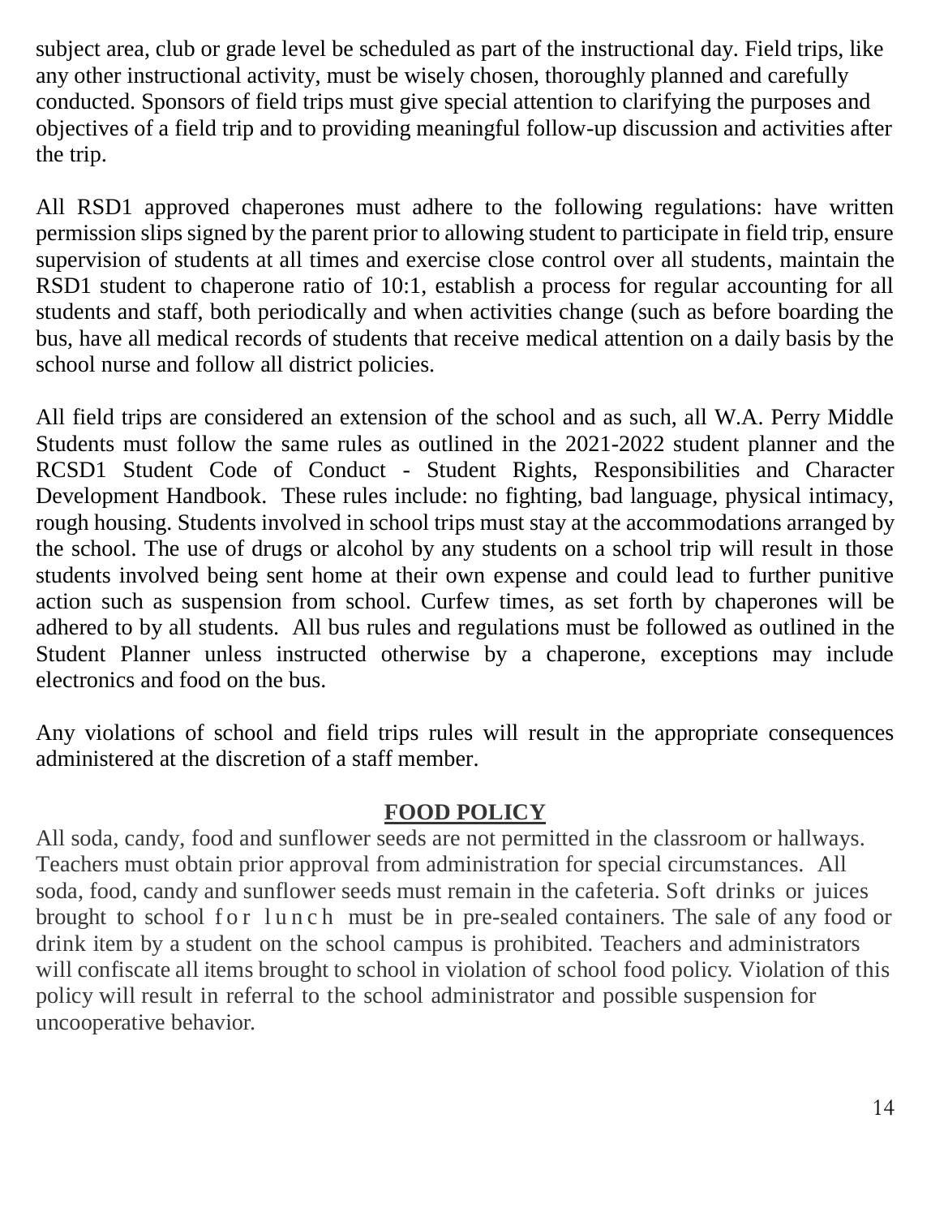subject area, club or grade level be scheduled as part of the instructional day. Field trips, like any other instructional activity, must be wisely chosen, thoroughly planned and carefully conducted. Sponsors of field trips must give special attention to clarifying the purposes and objectives of a field trip and to providing meaningful follow-up discussion and activities after the trip.

All RSD1 approved chaperones must adhere to the following regulations: have written permission slips signed by the parent prior to allowing student to participate in field trip, ensure supervision of students at all times and exercise close control over all students, maintain the RSD1 student to chaperone ratio of 10:1, establish a process for regular accounting for all students and staff, both periodically and when activities change (such as before boarding the bus, have all medical records of students that receive medical attention on a daily basis by the school nurse and follow all district policies.

All field trips are considered an extension of the school and as such, all W.A. Perry Middle Students must follow the same rules as outlined in the 2021-2022 student planner and the RCSD1 Student Code of Conduct - Student Rights, Responsibilities and Character Development Handbook. These rules include: no fighting, bad language, physical intimacy, rough housing. Students involved in school trips must stay at the accommodations arranged by the school. The use of drugs or alcohol by any students on a school trip will result in those students involved being sent home at their own expense and could lead to further punitive action such as suspension from school. Curfew times, as set forth by chaperones will be adhered to by all students. All bus rules and regulations must be followed as outlined in the Student Planner unless instructed otherwise by a chaperone, exceptions may include electronics and food on the bus.

Any violations of school and field trips rules will result in the appropriate consequences administered at the discretion of a staff member.

## FOOD POLICY

All soda, candy, food and sunflower seeds are not permitted in the classroom or hallways. Teachers must obtain prior approval from administration for special circumstances. All soda, food, candy and sunflower seeds must remain in the cafeteria. Soft drinks or juices brought to school for lunch must be in pre-sealed containers. The sale of any food or drink item by a student on the school campus is prohibited. Teachers and administrators will confiscate all items brought to school in violation of school food policy. Violation of this policy will result in referral to the school administrator and possible suspension for uncooperative behavior.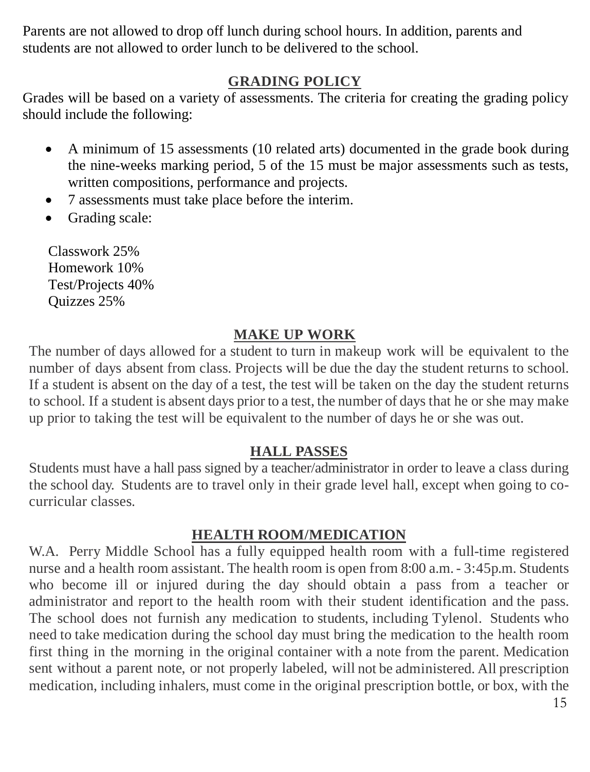Parents are not allowed to drop off lunch during school hours. In addition, parents and students are not allowed to order lunch to be delivered to the school.

## GRADING POLICY

Grades will be based on a variety of assessments. The criteria for creating the grading policy should include the following:

- A minimum of 15 assessments (10 related arts) documented in the grade book during the nine-weeks marking period, 5 of the 15 must be major assessments such as tests, written compositions, performance and projects.
- 7 assessments must take place before the interim.
- Grading scale:

Classwork 25%
Homework 10%
Test/Projects 40%
Quizzes 25%

## MAKE UP WORK

The number of days allowed for a student to turn in makeup work will be equivalent to the number of days absent from class. Projects will be due the day the student returns to school. If a student is absent on the day of a test, the test will be taken on the day the student returns to school. If a student is absent days prior to a test, the number of days that he or she may make up prior to taking the test will be equivalent to the number of days he or she was out.

## HALL PASSES

Students must have a hall pass signed by a teacher/administrator in order to leave a class during the school day. Students are to travel only in their grade level hall, except when going to co-curricular classes.

## HEALTH ROOM/MEDICATION

W.A. Perry Middle School has a fully equipped health room with a full-time registered nurse and a health room assistant. The health room is open from 8:00 a.m. - 3:45p.m. Students who become ill or injured during the day should obtain a pass from a teacher or administrator and report to the health room with their student identification and the pass. The school does not furnish any medication to students, including Tylenol. Students who need to take medication during the school day must bring the medication to the health room first thing in the morning in the original container with a note from the parent. Medication sent without a parent note, or not properly labeled, will not be administered. All prescription medication, including inhalers, must come in the original prescription bottle, or box, with the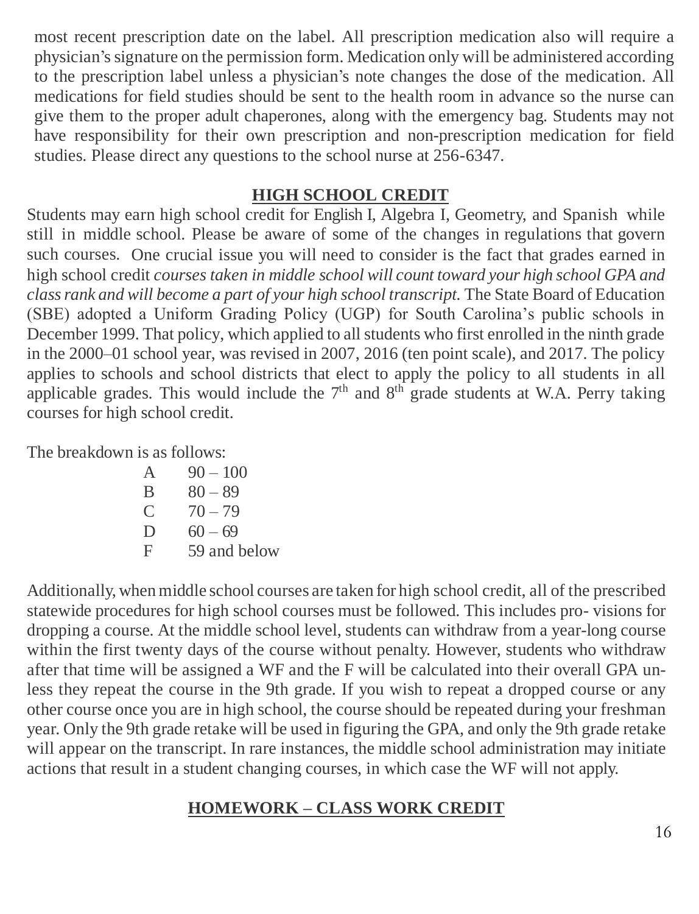most recent prescription date on the label. All prescription medication also will require a physician's signature on the permission form. Medication only will be administered according to the prescription label unless a physician's note changes the dose of the medication. All medications for field studies should be sent to the health room in advance so the nurse can give them to the proper adult chaperones, along with the emergency bag. Students may not have responsibility for their own prescription and non-prescription medication for field studies. Please direct any questions to the school nurse at 256-6347.

## HIGH SCHOOL CREDIT

Students may earn high school credit for English I, Algebra I, Geometry, and Spanish while still in middle school. Please be aware of some of the changes in regulations that govern such courses. One crucial issue you will need to consider is the fact that grades earned in high school credit *courses taken in middle school will count toward your high school GPA and class rank and will become a part of your high school transcript.* The State Board of Education (SBE) adopted a Uniform Grading Policy (UGP) for South Carolina's public schools in December 1999. That policy, which applied to all students who first enrolled in the ninth grade in the 2000–01 school year, was revised in 2007, 2016 (ten point scale), and 2017. The policy applies to schools and school districts that elect to apply the policy to all students in all applicable grades. This would include the 7th and 8th grade students at W.A. Perry taking courses for high school credit.

The breakdown is as follows:

| | |
|---|---|
| A | 90 – 100 |
| B | 80 – 89 |
| C | 70 – 79 |
| D | 60 – 69 |
| F | 59 and below |

Additionally, when middle school courses are taken for high school credit, all of the prescribed statewide procedures for high school courses must be followed. This includes pro- visions for dropping a course. At the middle school level, students can withdraw from a year-long course within the first twenty days of the course without penalty. However, students who withdraw after that time will be assigned a WF and the F will be calculated into their overall GPA un- less they repeat the course in the 9th grade. If you wish to repeat a dropped course or any other course once you are in high school, the course should be repeated during your freshman year. Only the 9th grade retake will be used in figuring the GPA, and only the 9th grade retake will appear on the transcript. In rare instances, the middle school administration may initiate actions that result in a student changing courses, in which case the WF will not apply.

## HOMEWORK – CLASS WORK CREDIT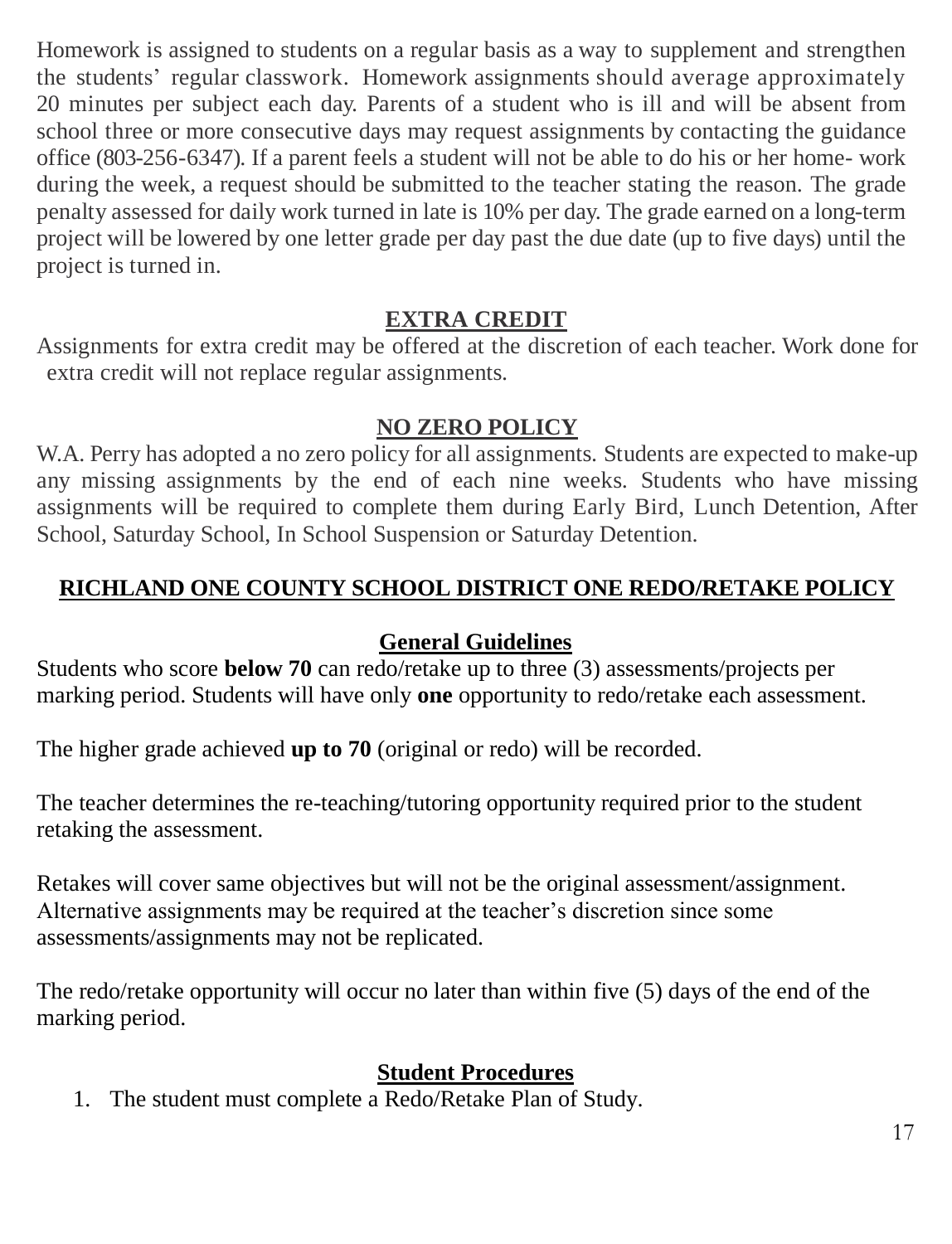Homework is assigned to students on a regular basis as a way to supplement and strengthen the students' regular classwork. Homework assignments should average approximately 20 minutes per subject each day. Parents of a student who is ill and will be absent from school three or more consecutive days may request assignments by contacting the guidance office (803-256-6347). If a parent feels a student will not be able to do his or her home- work during the week, a request should be submitted to the teacher stating the reason. The grade penalty assessed for daily work turned in late is 10% per day. The grade earned on a long-term project will be lowered by one letter grade per day past the due date (up to five days) until the project is turned in.

## EXTRA CREDIT

Assignments for extra credit may be offered at the discretion of each teacher. Work done for extra credit will not replace regular assignments.

## NO ZERO POLICY

W.A. Perry has adopted a no zero policy for all assignments. Students are expected to make-up any missing assignments by the end of each nine weeks. Students who have missing assignments will be required to complete them during Early Bird, Lunch Detention, After School, Saturday School, In School Suspension or Saturday Detention.

## RICHLAND ONE COUNTY SCHOOL DISTRICT ONE REDO/RETAKE POLICY

### General Guidelines

Students who score **below 70** can redo/retake up to three (3) assessments/projects per marking period. Students will have only **one** opportunity to redo/retake each assessment.

The higher grade achieved **up to 70** (original or redo) will be recorded.

The teacher determines the re-teaching/tutoring opportunity required prior to the student retaking the assessment.

Retakes will cover same objectives but will not be the original assessment/assignment. Alternative assignments may be required at the teacher's discretion since some assessments/assignments may not be replicated.

The redo/retake opportunity will occur no later than within five (5) days of the end of the marking period.

### Student Procedures

1. The student must complete a Redo/Retake Plan of Study.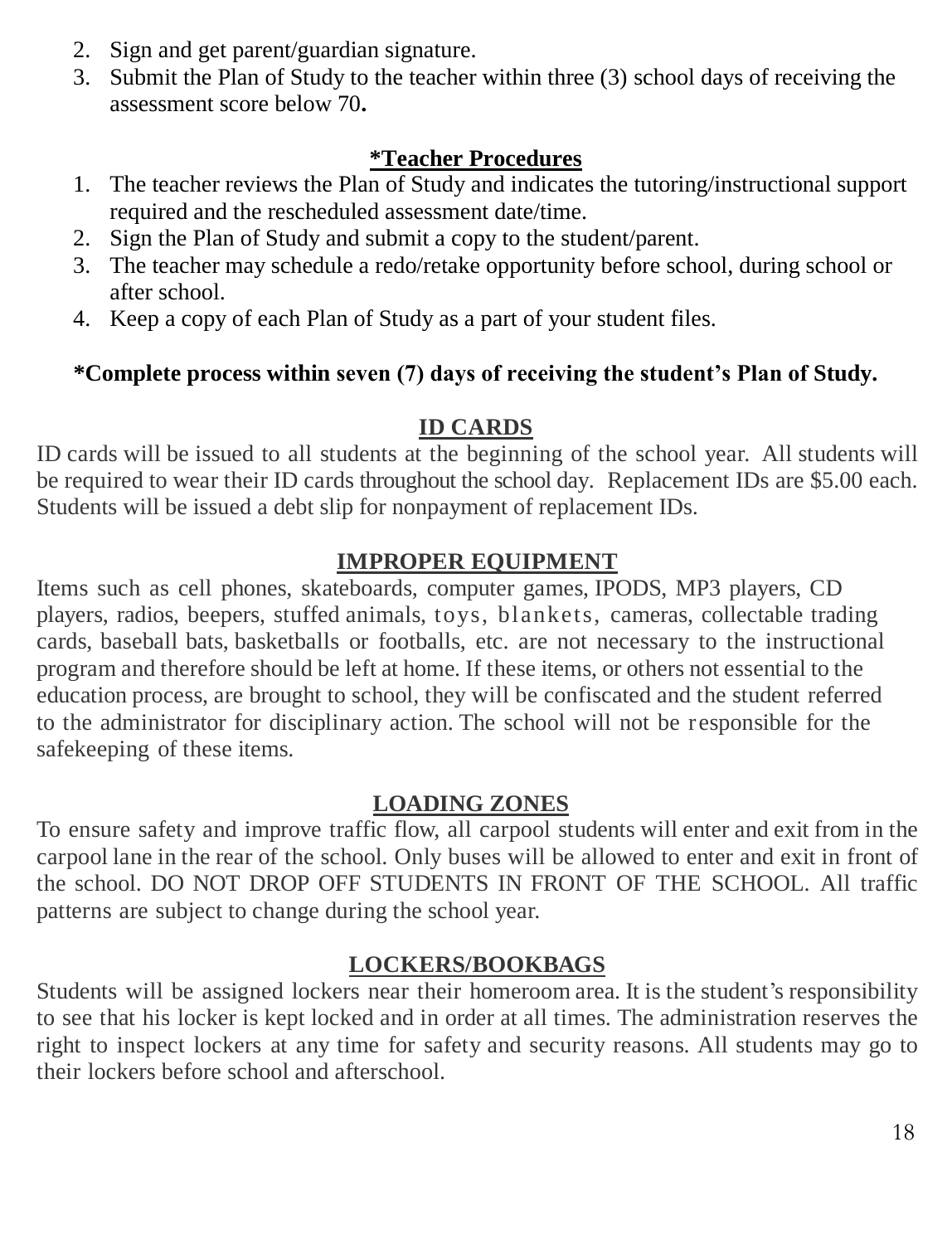2. Sign and get parent/guardian signature.
3. Submit the Plan of Study to the teacher within three (3) school days of receiving the assessment score below 70**.**

## *Teacher Procedures

1. The teacher reviews the Plan of Study and indicates the tutoring/instructional support required and the rescheduled assessment date/time.
2. Sign the Plan of Study and submit a copy to the student/parent.
3. The teacher may schedule a redo/retake opportunity before school, during school or after school.
4. Keep a copy of each Plan of Study as a part of your student files.

**\*Complete process within seven (7) days of receiving the student's Plan of Study.**

## ID CARDS

ID cards will be issued to all students at the beginning of the school year. All students will be required to wear their ID cards throughout the school day. Replacement IDs are $5.00 each. Students will be issued a debt slip for nonpayment of replacement IDs.

## IMPROPER EQUIPMENT

Items such as cell phones, skateboards, computer games, IPODS, MP3 players, CD players, radios, beepers, stuffed animals, toys, blankets, cameras, collectable trading cards, baseball bats, basketballs or footballs, etc. are not necessary to the instructional program and therefore should be left at home. If these items, or others not essential to the education process, are brought to school, they will be confiscated and the student referred to the administrator for disciplinary action. The school will not be responsible for the safekeeping of these items.

## LOADING ZONES

To ensure safety and improve traffic flow, all carpool students will enter and exit from in the carpool lane in the rear of the school. Only buses will be allowed to enter and exit in front of the school. DO NOT DROP OFF STUDENTS IN FRONT OF THE SCHOOL. All traffic patterns are subject to change during the school year.

## LOCKERS/BOOKBAGS

Students will be assigned lockers near their homeroom area. It is the student's responsibility to see that his locker is kept locked and in order at all times. The administration reserves the right to inspect lockers at any time for safety and security reasons. All students may go to their lockers before school and afterschool.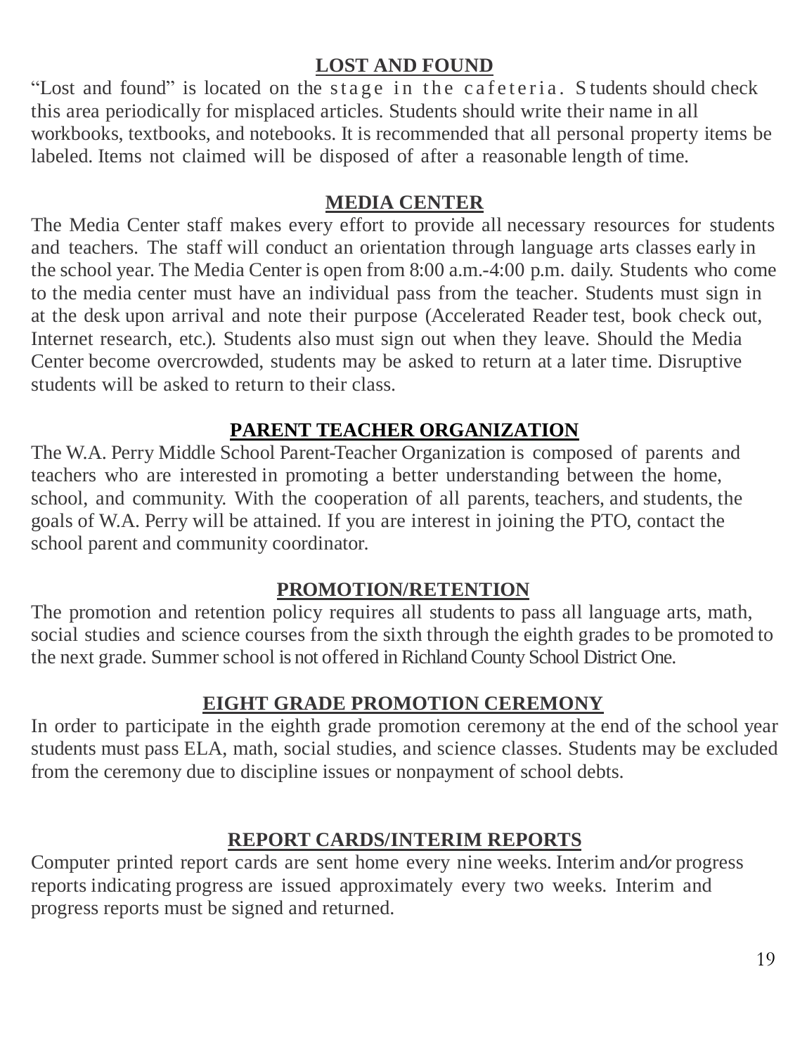## LOST AND FOUND

"Lost and found" is located on the stage in the cafeteria. Students should check this area periodically for misplaced articles. Students should write their name in all workbooks, textbooks, and notebooks. It is recommended that all personal property items be labeled. Items not claimed will be disposed of after a reasonable length of time.

## MEDIA CENTER

The Media Center staff makes every effort to provide all necessary resources for students and teachers. The staff will conduct an orientation through language arts classes early in the school year. The Media Center is open from 8:00 a.m.-4:00 p.m. daily. Students who come to the media center must have an individual pass from the teacher. Students must sign in at the desk upon arrival and note their purpose (Accelerated Reader test, book check out, Internet research, etc.). Students also must sign out when they leave. Should the Media Center become overcrowded, students may be asked to return at a later time. Disruptive students will be asked to return to their class.

## PARENT TEACHER ORGANIZATION

The W.A. Perry Middle School Parent-Teacher Organization is composed of parents and teachers who are interested in promoting a better understanding between the home, school, and community. With the cooperation of all parents, teachers, and students, the goals of W.A. Perry will be attained. If you are interest in joining the PTO, contact the school parent and community coordinator.

## PROMOTION/RETENTION

The promotion and retention policy requires all students to pass all language arts, math, social studies and science courses from the sixth through the eighth grades to be promoted to the next grade. Summer school is not offered in Richland County School District One.

## EIGHT GRADE PROMOTION CEREMONY

In order to participate in the eighth grade promotion ceremony at the end of the school year students must pass ELA, math, social studies, and science classes. Students may be excluded from the ceremony due to discipline issues or nonpayment of school debts.

## REPORT CARDS/INTERIM REPORTS

Computer printed report cards are sent home every nine weeks. Interim and/or progress reports indicating progress are issued approximately every two weeks. Interim and progress reports must be signed and returned.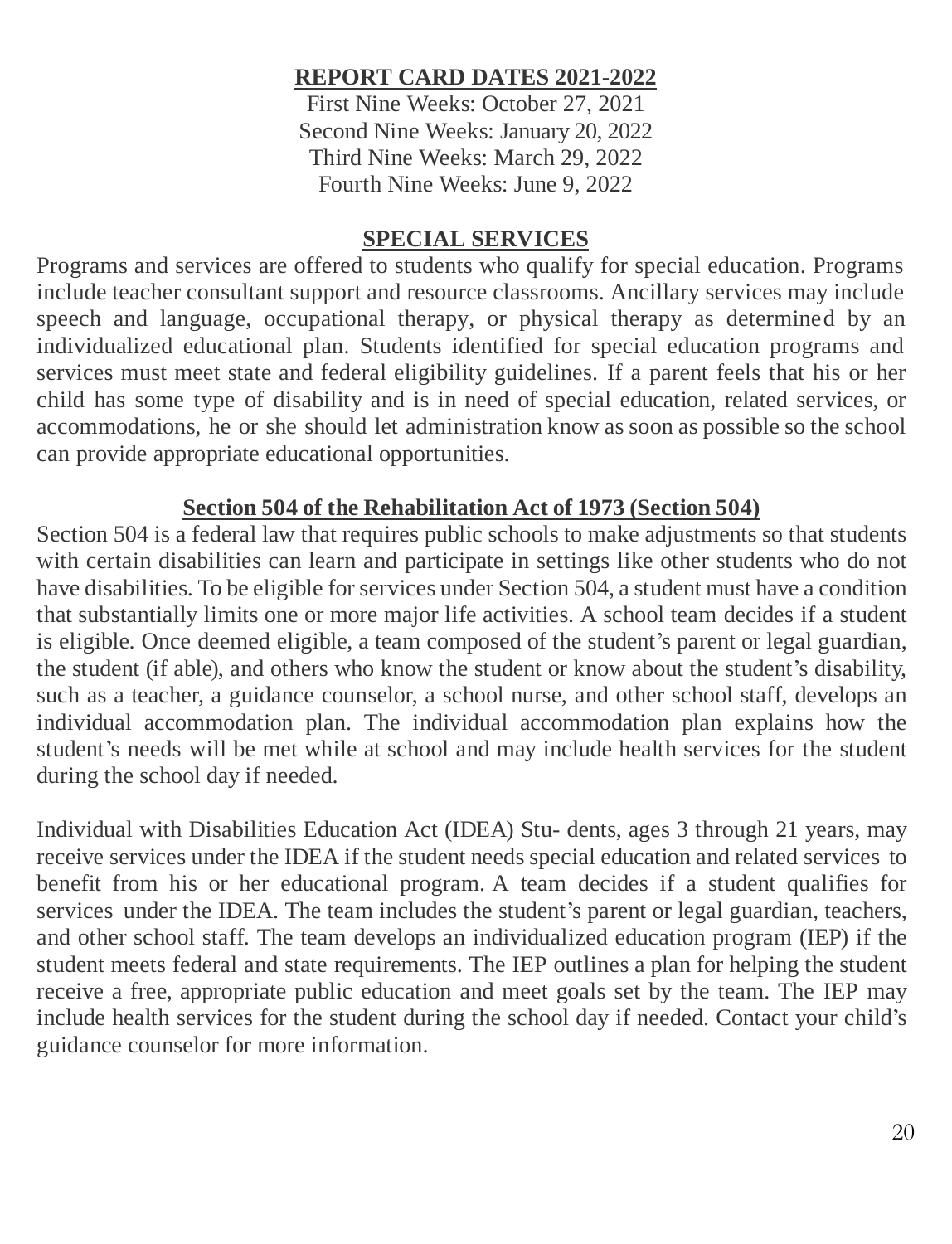## REPORT CARD DATES 2021-2022

First Nine Weeks: October 27, 2021
Second Nine Weeks: January 20, 2022
Third Nine Weeks: March 29, 2022
Fourth Nine Weeks: June 9, 2022

## SPECIAL SERVICES

Programs and services are offered to students who qualify for special education. Programs include teacher consultant support and resource classrooms. Ancillary services may include speech and language, occupational therapy, or physical therapy as determined by an individualized educational plan. Students identified for special education programs and services must meet state and federal eligibility guidelines. If a parent feels that his or her child has some type of disability and is in need of special education, related services, or accommodations, he or she should let administration know as soon as possible so the school can provide appropriate educational opportunities.

## Section 504 of the Rehabilitation Act of 1973 (Section 504)

Section 504 is a federal law that requires public schools to make adjustments so that students with certain disabilities can learn and participate in settings like other students who do not have disabilities. To be eligible for services under Section 504, a student must have a condition that substantially limits one or more major life activities. A school team decides if a student is eligible. Once deemed eligible, a team composed of the student's parent or legal guardian, the student (if able), and others who know the student or know about the student's disability, such as a teacher, a guidance counselor, a school nurse, and other school staff, develops an individual accommodation plan. The individual accommodation plan explains how the student's needs will be met while at school and may include health services for the student during the school day if needed.

Individual with Disabilities Education Act (IDEA) Stu- dents, ages 3 through 21 years, may receive services under the IDEA if the student needs special education and related services to benefit from his or her educational program. A team decides if a student qualifies for services under the IDEA. The team includes the student's parent or legal guardian, teachers, and other school staff. The team develops an individualized education program (IEP) if the student meets federal and state requirements. The IEP outlines a plan for helping the student receive a free, appropriate public education and meet goals set by the team. The IEP may include health services for the student during the school day if needed. Contact your child's guidance counselor for more information.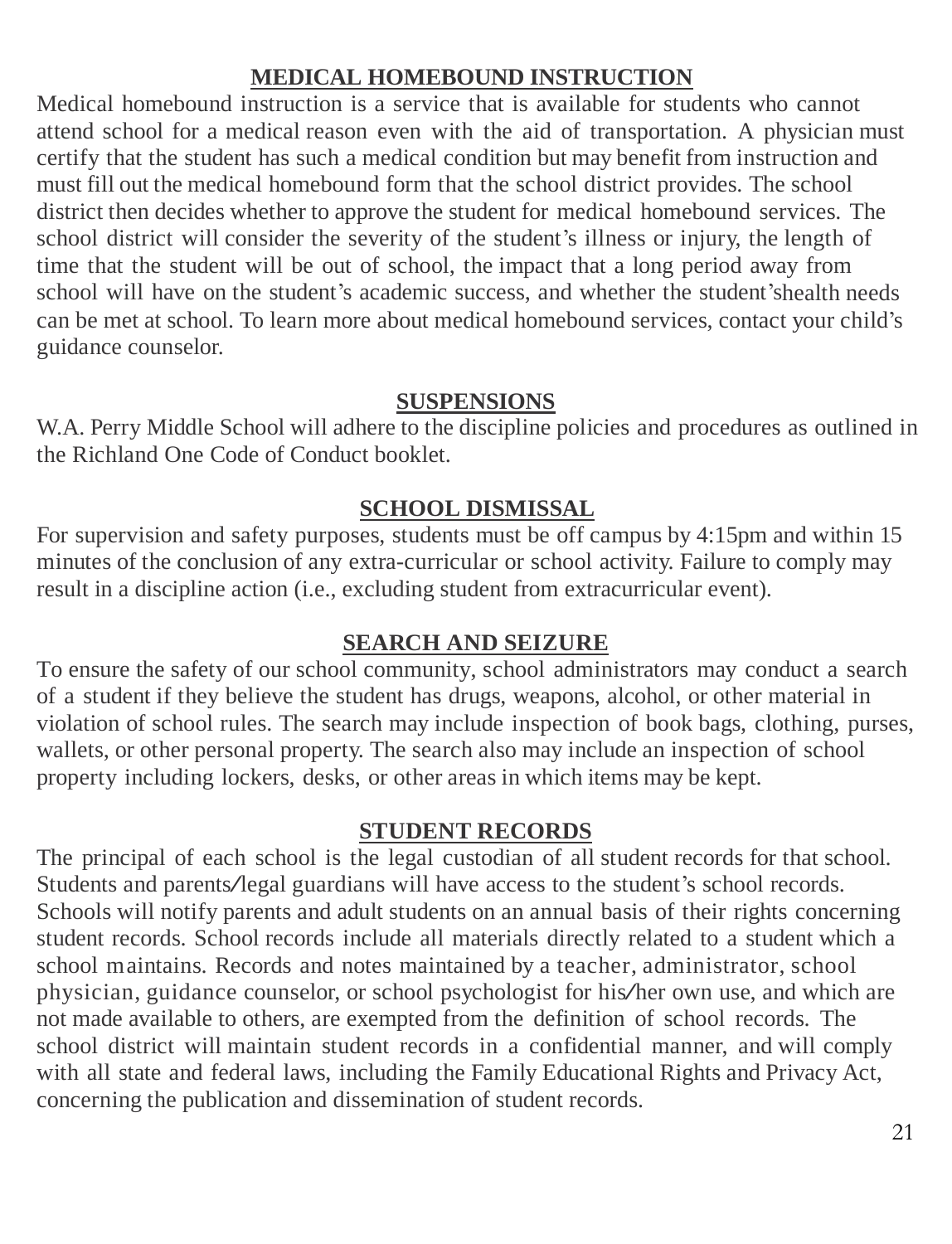## MEDICAL HOMEBOUND INSTRUCTION

Medical homebound instruction is a service that is available for students who cannot attend school for a medical reason even with the aid of transportation. A physician must certify that the student has such a medical condition but may benefit from instruction and must fill out the medical homebound form that the school district provides. The school district then decides whether to approve the student for medical homebound services. The school district will consider the severity of the student's illness or injury, the length of time that the student will be out of school, the impact that a long period away from school will have on the student's academic success, and whether the student'shealth needs can be met at school. To learn more about medical homebound services, contact your child's guidance counselor.

## SUSPENSIONS

W.A. Perry Middle School will adhere to the discipline policies and procedures as outlined in the Richland One Code of Conduct booklet.

## SCHOOL DISMISSAL

For supervision and safety purposes, students must be off campus by 4:15pm and within 15 minutes of the conclusion of any extra-curricular or school activity. Failure to comply may result in a discipline action (i.e., excluding student from extracurricular event).

## SEARCH AND SEIZURE

To ensure the safety of our school community, school administrators may conduct a search of a student if they believe the student has drugs, weapons, alcohol, or other material in violation of school rules. The search may include inspection of book bags, clothing, purses, wallets, or other personal property. The search also may include an inspection of school property including lockers, desks, or other areas in which items may be kept.

## STUDENT RECORDS

The principal of each school is the legal custodian of all student records for that school. Students and parents/legal guardians will have access to the student's school records. Schools will notify parents and adult students on an annual basis of their rights concerning student records. School records include all materials directly related to a student which a school maintains. Records and notes maintained by a teacher, administrator, school physician, guidance counselor, or school psychologist for his/her own use, and which are not made available to others, are exempted from the definition of school records. The school district will maintain student records in a confidential manner, and will comply with all state and federal laws, including the Family Educational Rights and Privacy Act, concerning the publication and dissemination of student records.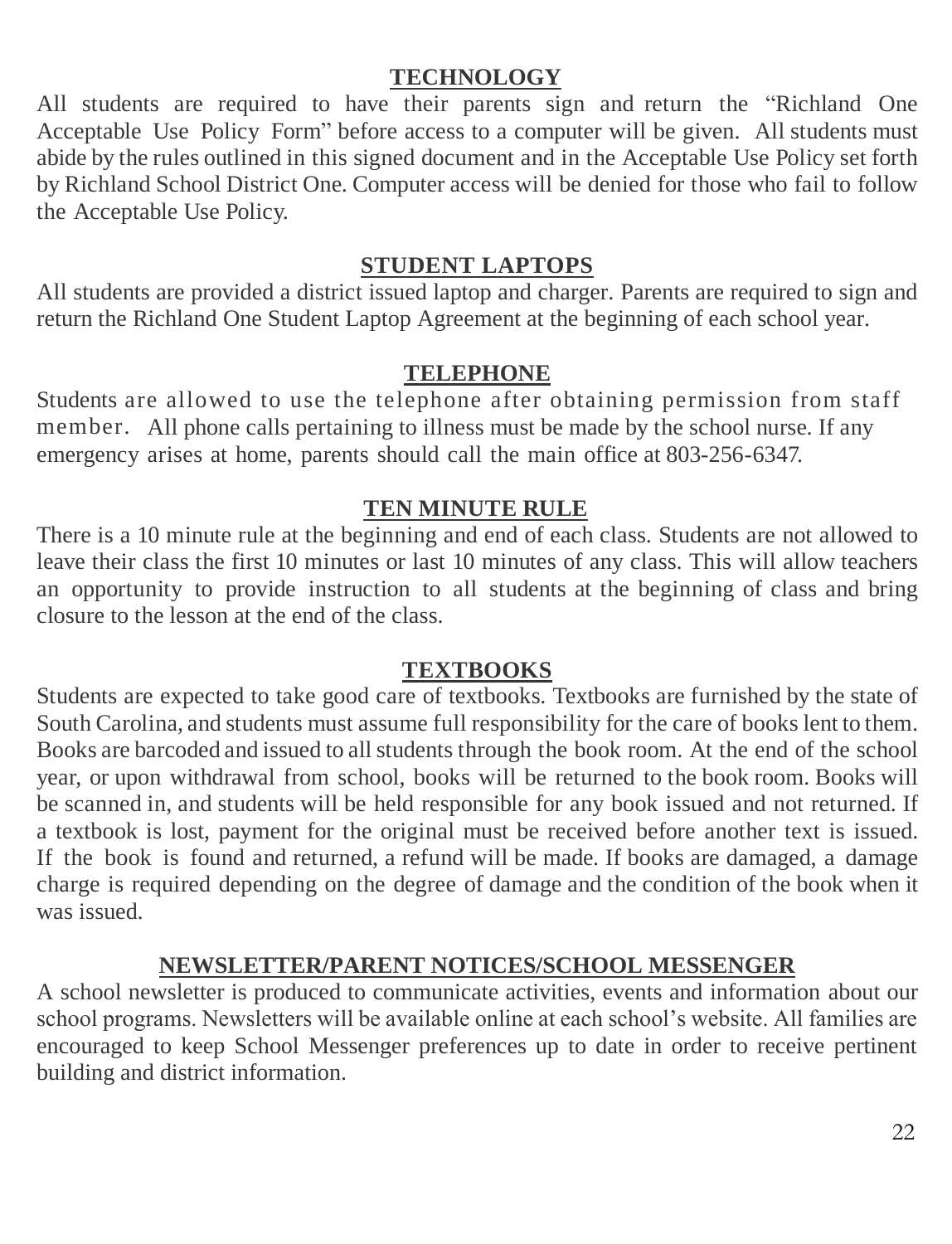## TECHNOLOGY

All students are required to have their parents sign and return the "Richland One Acceptable Use Policy Form" before access to a computer will be given. All students must abide by the rules outlined in this signed document and in the Acceptable Use Policy set forth by Richland School District One. Computer access will be denied for those who fail to follow the Acceptable Use Policy.

## STUDENT LAPTOPS

All students are provided a district issued laptop and charger. Parents are required to sign and return the Richland One Student Laptop Agreement at the beginning of each school year.

## TELEPHONE

Students are allowed to use the telephone after obtaining permission from staff member. All phone calls pertaining to illness must be made by the school nurse. If any emergency arises at home, parents should call the main office at 803-256-6347.

## TEN MINUTE RULE

There is a 10 minute rule at the beginning and end of each class. Students are not allowed to leave their class the first 10 minutes or last 10 minutes of any class. This will allow teachers an opportunity to provide instruction to all students at the beginning of class and bring closure to the lesson at the end of the class.

## TEXTBOOKS

Students are expected to take good care of textbooks. Textbooks are furnished by the state of South Carolina, and students must assume full responsibility for the care of books lent to them. Books are barcoded and issued to all students through the book room. At the end of the school year, or upon withdrawal from school, books will be returned to the book room. Books will be scanned in, and students will be held responsible for any book issued and not returned. If a textbook is lost, payment for the original must be received before another text is issued. If the book is found and returned, a refund will be made. If books are damaged, a damage charge is required depending on the degree of damage and the condition of the book when it was issued.

## NEWSLETTER/PARENT NOTICES/SCHOOL MESSENGER

A school newsletter is produced to communicate activities, events and information about our school programs. Newsletters will be available online at each school's website. All families are encouraged to keep School Messenger preferences up to date in order to receive pertinent building and district information.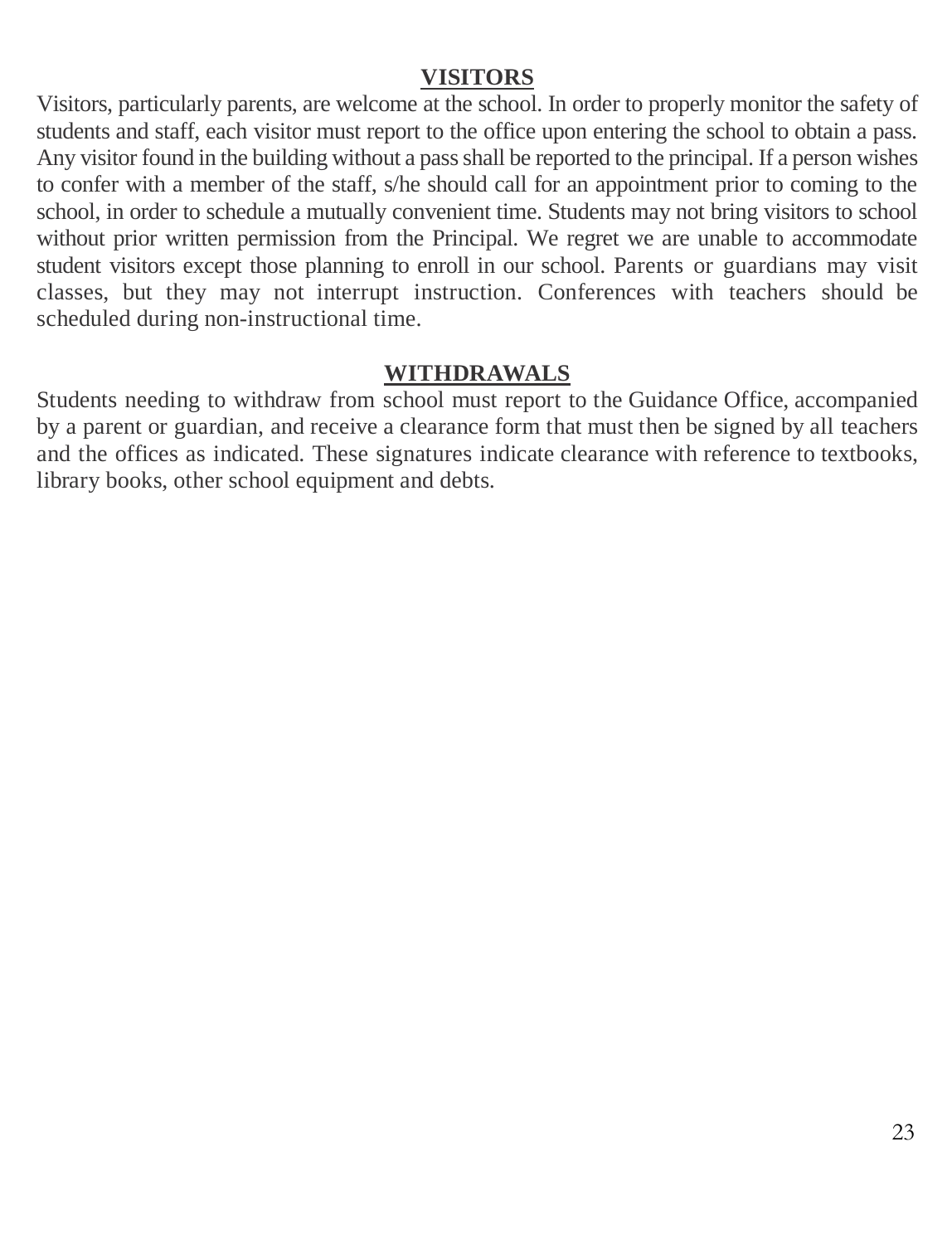## VISITORS

Visitors, particularly parents, are welcome at the school. In order to properly monitor the safety of students and staff, each visitor must report to the office upon entering the school to obtain a pass. Any visitor found in the building without a pass shall be reported to the principal. If a person wishes to confer with a member of the staff, s/he should call for an appointment prior to coming to the school, in order to schedule a mutually convenient time. Students may not bring visitors to school without prior written permission from the Principal. We regret we are unable to accommodate student visitors except those planning to enroll in our school. Parents or guardians may visit classes, but they may not interrupt instruction. Conferences with teachers should be scheduled during non-instructional time.

## WITHDRAWALS

Students needing to withdraw from school must report to the Guidance Office, accompanied by a parent or guardian, and receive a clearance form that must then be signed by all teachers and the offices as indicated. These signatures indicate clearance with reference to textbooks, library books, other school equipment and debts.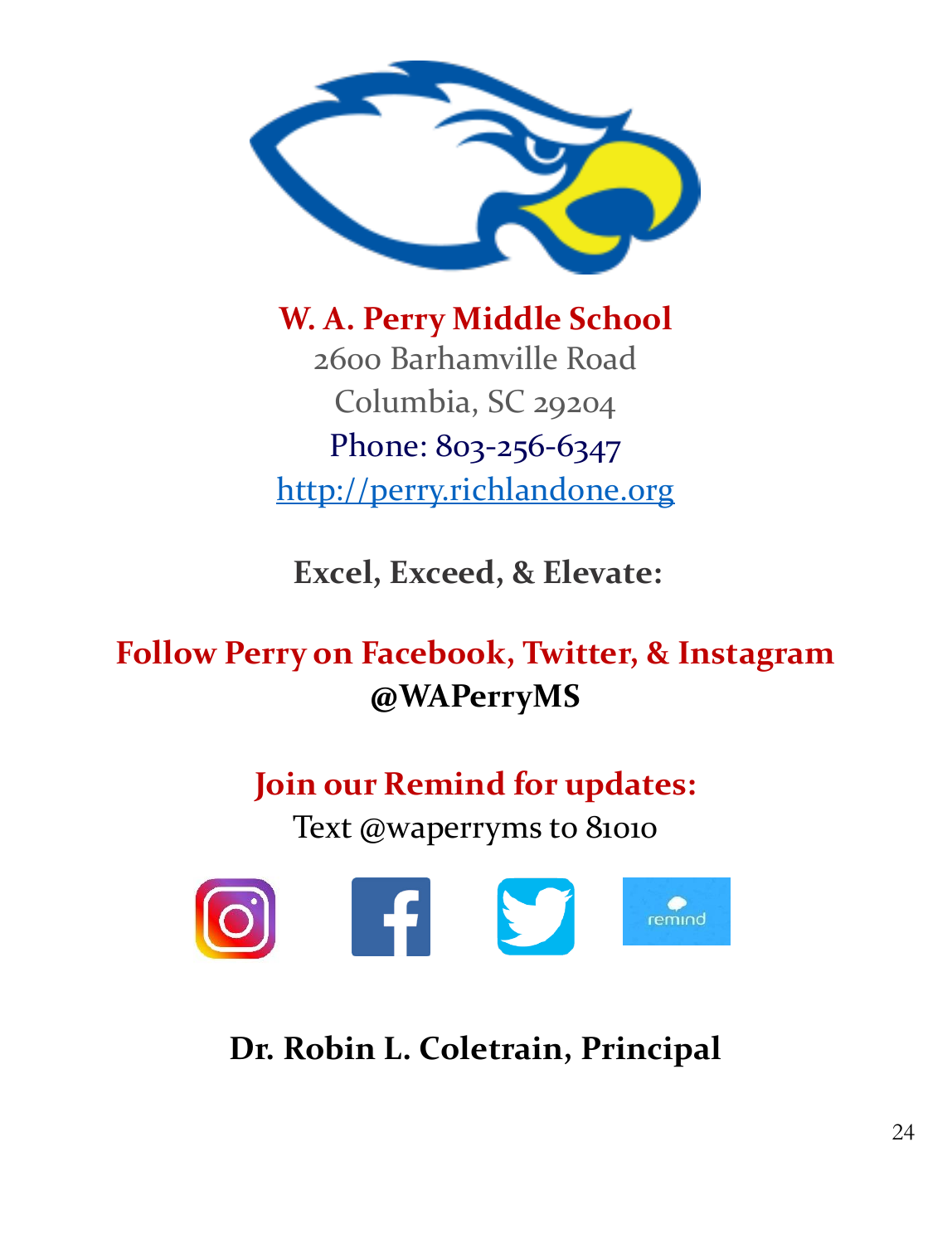**W. A. Perry Middle School**

2600 Barhamville Road

Columbia, SC 29204

Phone: 803-256-6347

http://perry.richlandone.org

**Excel, Exceed, & Elevate:**

**Follow Perry on Facebook, Twitter, & Instagram**

**@WAPerryMS**

**Join our Remind for updates:**

Text @waperryms to 81010

remind

**Dr. Robin L. Coletrain, Principal**